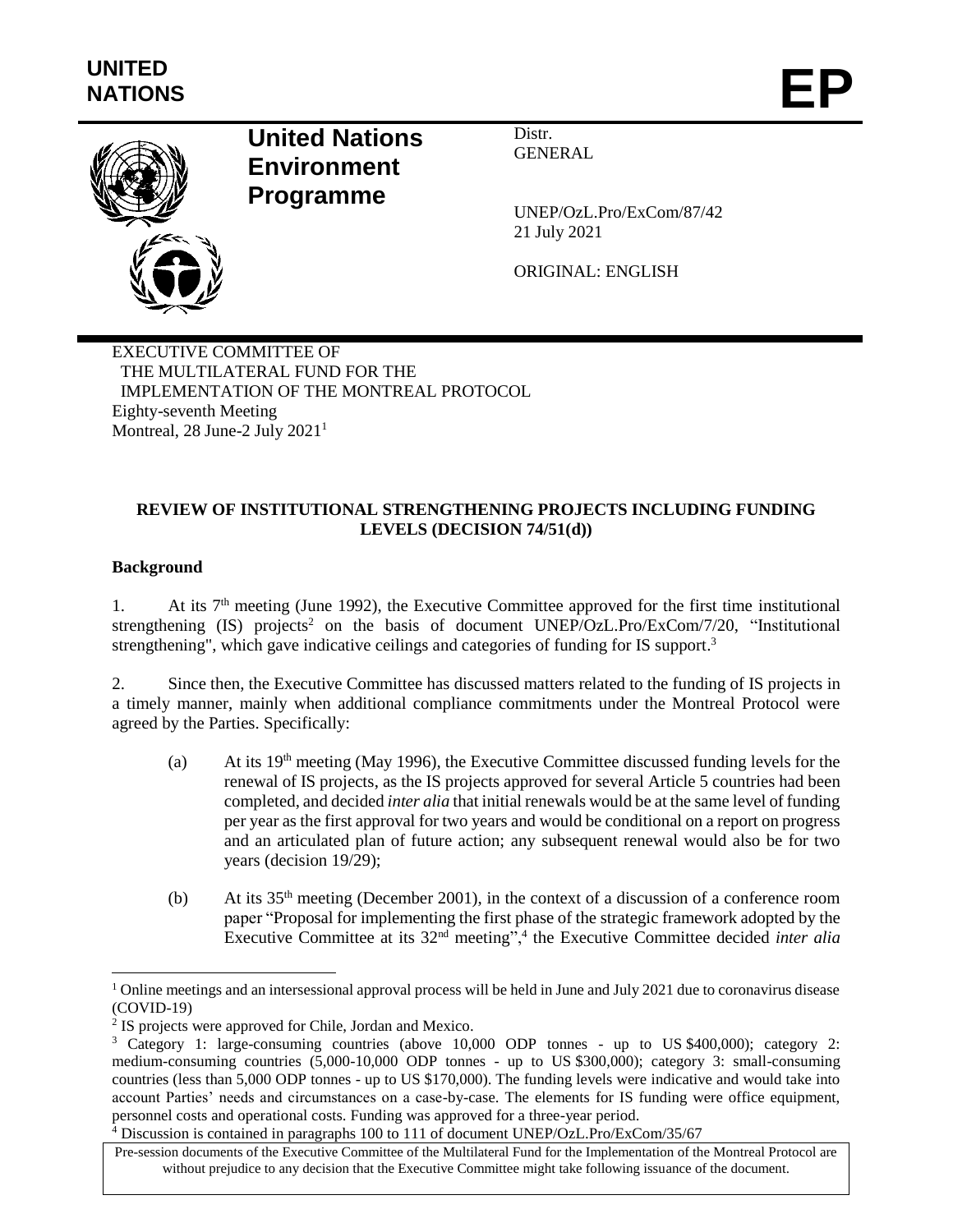UNITED NATIONS

EP

**United Nations Environment Programme**

Distr.
GENERAL

UNEP/OzL.Pro/ExCom/87/42
21 July 2021

ORIGINAL: ENGLISH

EXECUTIVE COMMITTEE OF
THE MULTILATERAL FUND FOR THE
IMPLEMENTATION OF THE MONTREAL PROTOCOL
Eighty-seventh Meeting
Montreal, 28 June-2 July 2021[1]

**REVIEW OF INSTITUTIONAL STRENGTHENING PROJECTS INCLUDING FUNDING LEVELS (DECISION 74/51(d))**

**Background**

1. At its 7th meeting (June 1992), the Executive Committee approved for the first time institutional strengthening (IS) projects[2] on the basis of document UNEP/OzL.Pro/ExCom/7/20, "Institutional strengthening", which gave indicative ceilings and categories of funding for IS support.[3]

2. Since then, the Executive Committee has discussed matters related to the funding of IS projects in a timely manner, mainly when additional compliance commitments under the Montreal Protocol were agreed by the Parties. Specifically:

(a) At its 19th meeting (May 1996), the Executive Committee discussed funding levels for the renewal of IS projects, as the IS projects approved for several Article 5 countries had been completed, and decided *inter alia* that initial renewals would be at the same level of funding per year as the first approval for two years and would be conditional on a report on progress and an articulated plan of future action; any subsequent renewal would also be for two years (decision 19/29);

(b) At its 35th meeting (December 2001), in the context of a discussion of a conference room paper "Proposal for implementing the first phase of the strategic framework adopted by the Executive Committee at its 32nd meeting",[4] the Executive Committee decided *inter alia*

---

[1] Online meetings and an intersessional approval process will be held in June and July 2021 due to coronavirus disease (COVID-19)

[2] IS projects were approved for Chile, Jordan and Mexico.

[3] Category 1: large-consuming countries (above 10,000 ODP tonnes - up to US $400,000); category 2: medium-consuming countries (5,000-10,000 ODP tonnes - up to US $300,000); category 3: small-consuming countries (less than 5,000 ODP tonnes - up to US $170,000). The funding levels were indicative and would take into account Parties' needs and circumstances on a case-by-case. The elements for IS funding were office equipment, personnel costs and operational costs. Funding was approved for a three-year period.

[4] Discussion is contained in paragraphs 100 to 111 of document UNEP/OzL.Pro/ExCom/35/67

Pre-session documents of the Executive Committee of the Multilateral Fund for the Implementation of the Montreal Protocol are without prejudice to any decision that the Executive Committee might take following issuance of the document.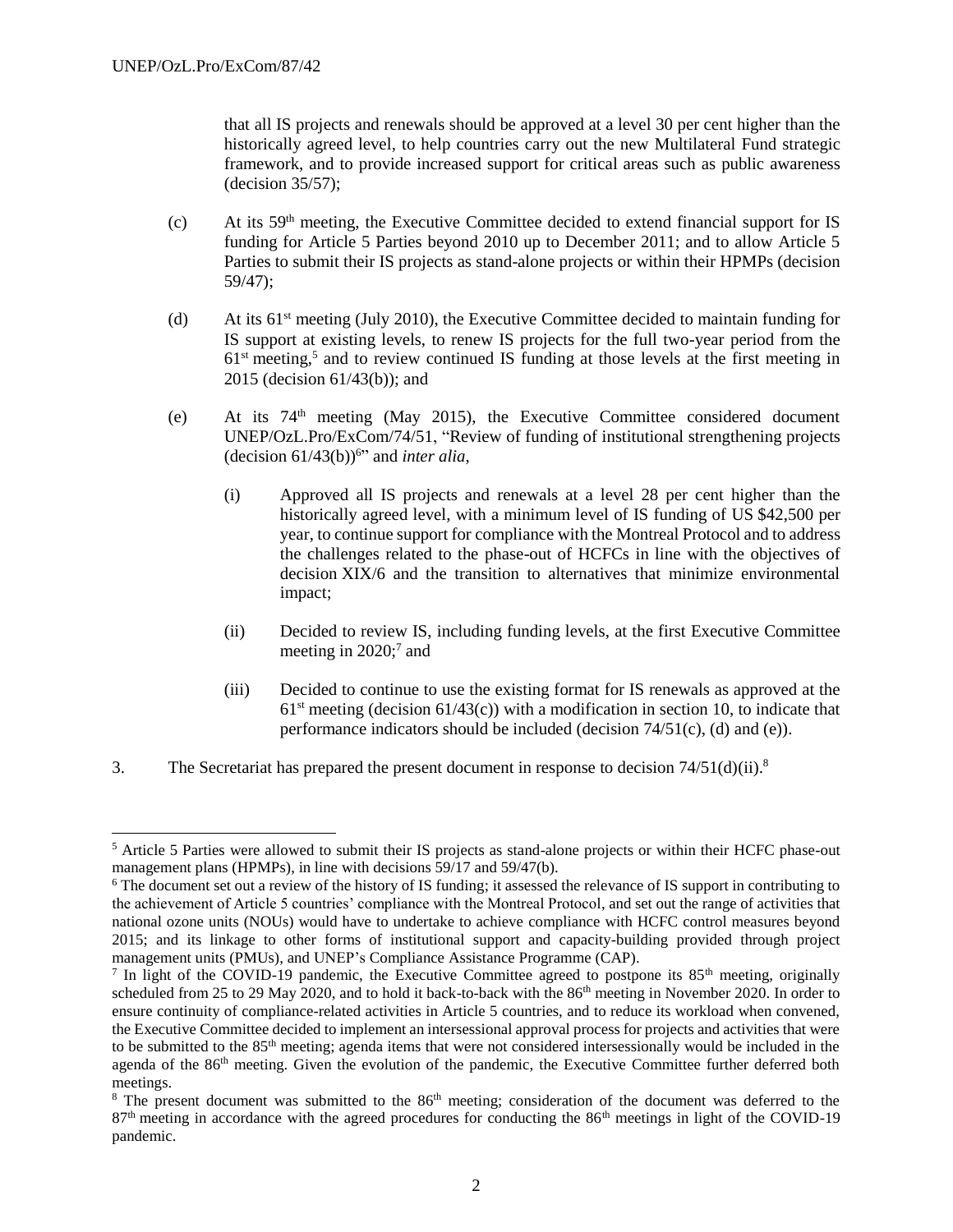that all IS projects and renewals should be approved at a level 30 per cent higher than the historically agreed level, to help countries carry out the new Multilateral Fund strategic framework, and to provide increased support for critical areas such as public awareness (decision 35/57);

(c) At its 59th meeting, the Executive Committee decided to extend financial support for IS funding for Article 5 Parties beyond 2010 up to December 2011; and to allow Article 5 Parties to submit their IS projects as stand-alone projects or within their HPMPs (decision 59/47);

(d) At its 61st meeting (July 2010), the Executive Committee decided to maintain funding for IS support at existing levels, to renew IS projects for the full two-year period from the 61st meeting,[5] and to review continued IS funding at those levels at the first meeting in 2015 (decision 61/43(b)); and

(e) At its 74th meeting (May 2015), the Executive Committee considered document UNEP/OzL.Pro/ExCom/74/51, "Review of funding of institutional strengthening projects (decision 61/43(b))[6]" and *inter alia*,

(i) Approved all IS projects and renewals at a level 28 per cent higher than the historically agreed level, with a minimum level of IS funding of US $42,500 per year, to continue support for compliance with the Montreal Protocol and to address the challenges related to the phase-out of HCFCs in line with the objectives of decision XIX/6 and the transition to alternatives that minimize environmental impact;

(ii) Decided to review IS, including funding levels, at the first Executive Committee meeting in 2020;[7] and

(iii) Decided to continue to use the existing format for IS renewals as approved at the 61st meeting (decision 61/43(c)) with a modification in section 10, to indicate that performance indicators should be included (decision 74/51(c), (d) and (e)).

3. The Secretariat has prepared the present document in response to decision 74/51(d)(ii).[8]

---

[5] Article 5 Parties were allowed to submit their IS projects as stand-alone projects or within their HCFC phase-out management plans (HPMPs), in line with decisions 59/17 and 59/47(b).

[6] The document set out a review of the history of IS funding; it assessed the relevance of IS support in contributing to the achievement of Article 5 countries' compliance with the Montreal Protocol, and set out the range of activities that national ozone units (NOUs) would have to undertake to achieve compliance with HCFC control measures beyond 2015; and its linkage to other forms of institutional support and capacity-building provided through project management units (PMUs), and UNEP's Compliance Assistance Programme (CAP).

[7] In light of the COVID-19 pandemic, the Executive Committee agreed to postpone its 85th meeting, originally scheduled from 25 to 29 May 2020, and to hold it back-to-back with the 86th meeting in November 2020. In order to ensure continuity of compliance-related activities in Article 5 countries, and to reduce its workload when convened, the Executive Committee decided to implement an intersessional approval process for projects and activities that were to be submitted to the 85th meeting; agenda items that were not considered intersessionally would be included in the agenda of the 86th meeting. Given the evolution of the pandemic, the Executive Committee further deferred both meetings.

[8] The present document was submitted to the 86th meeting; consideration of the document was deferred to the 87th meeting in accordance with the agreed procedures for conducting the 86th meetings in light of the COVID-19 pandemic.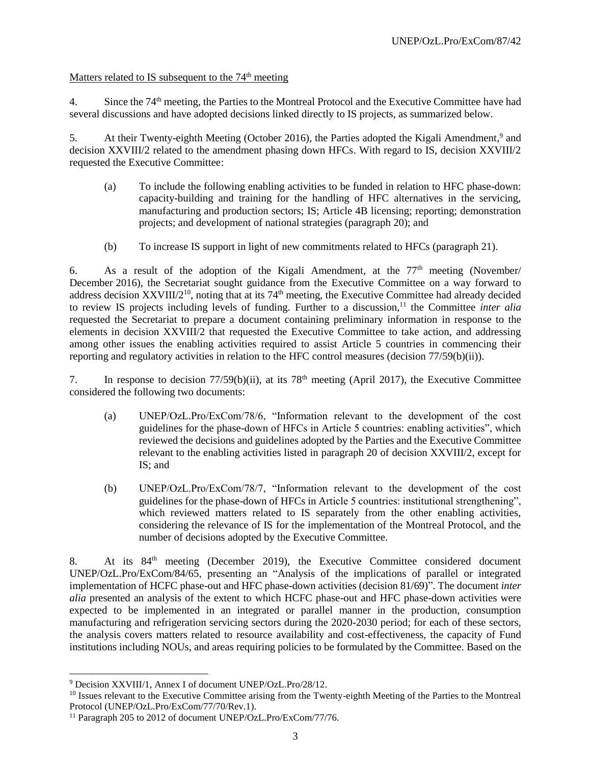Matters related to IS subsequent to the 74th meeting

4. Since the 74th meeting, the Parties to the Montreal Protocol and the Executive Committee have had several discussions and have adopted decisions linked directly to IS projects, as summarized below.

5. At their Twenty-eighth Meeting (October 2016), the Parties adopted the Kigali Amendment,[9] and decision XXVIII/2 related to the amendment phasing down HFCs. With regard to IS, decision XXVIII/2 requested the Executive Committee:

(a) To include the following enabling activities to be funded in relation to HFC phase-down: capacity-building and training for the handling of HFC alternatives in the servicing, manufacturing and production sectors; IS; Article 4B licensing; reporting; demonstration projects; and development of national strategies (paragraph 20); and

(b) To increase IS support in light of new commitments related to HFCs (paragraph 21).

6. As a result of the adoption of the Kigali Amendment, at the 77th meeting (November/December 2016), the Secretariat sought guidance from the Executive Committee on a way forward to address decision XXVIII/2[10], noting that at its 74th meeting, the Executive Committee had already decided to review IS projects including levels of funding. Further to a discussion,[11] the Committee *inter alia* requested the Secretariat to prepare a document containing preliminary information in response to the elements in decision XXVIII/2 that requested the Executive Committee to take action, and addressing among other issues the enabling activities required to assist Article 5 countries in commencing their reporting and regulatory activities in relation to the HFC control measures (decision 77/59(b)(ii)).

7. In response to decision 77/59(b)(ii), at its 78th meeting (April 2017), the Executive Committee considered the following two documents:

(a) UNEP/OzL.Pro/ExCom/78/6, "Information relevant to the development of the cost guidelines for the phase-down of HFCs in Article 5 countries: enabling activities", which reviewed the decisions and guidelines adopted by the Parties and the Executive Committee relevant to the enabling activities listed in paragraph 20 of decision XXVIII/2, except for IS; and

(b) UNEP/OzL.Pro/ExCom/78/7, "Information relevant to the development of the cost guidelines for the phase-down of HFCs in Article 5 countries: institutional strengthening", which reviewed matters related to IS separately from the other enabling activities, considering the relevance of IS for the implementation of the Montreal Protocol, and the number of decisions adopted by the Executive Committee.

8. At its 84th meeting (December 2019), the Executive Committee considered document UNEP/OzL.Pro/ExCom/84/65, presenting an "Analysis of the implications of parallel or integrated implementation of HCFC phase-out and HFC phase-down activities (decision 81/69)". The document *inter alia* presented an analysis of the extent to which HCFC phase-out and HFC phase-down activities were expected to be implemented in an integrated or parallel manner in the production, consumption manufacturing and refrigeration servicing sectors during the 2020-2030 period; for each of these sectors, the analysis covers matters related to resource availability and cost-effectiveness, the capacity of Fund institutions including NOUs, and areas requiring policies to be formulated by the Committee. Based on the

---

[9] Decision XXVIII/1, Annex I of document UNEP/OzL.Pro/28/12.

[10] Issues relevant to the Executive Committee arising from the Twenty-eighth Meeting of the Parties to the Montreal Protocol (UNEP/OzL.Pro/ExCom/77/70/Rev.1).

[11] Paragraph 205 to 2012 of document UNEP/OzL.Pro/ExCom/77/76.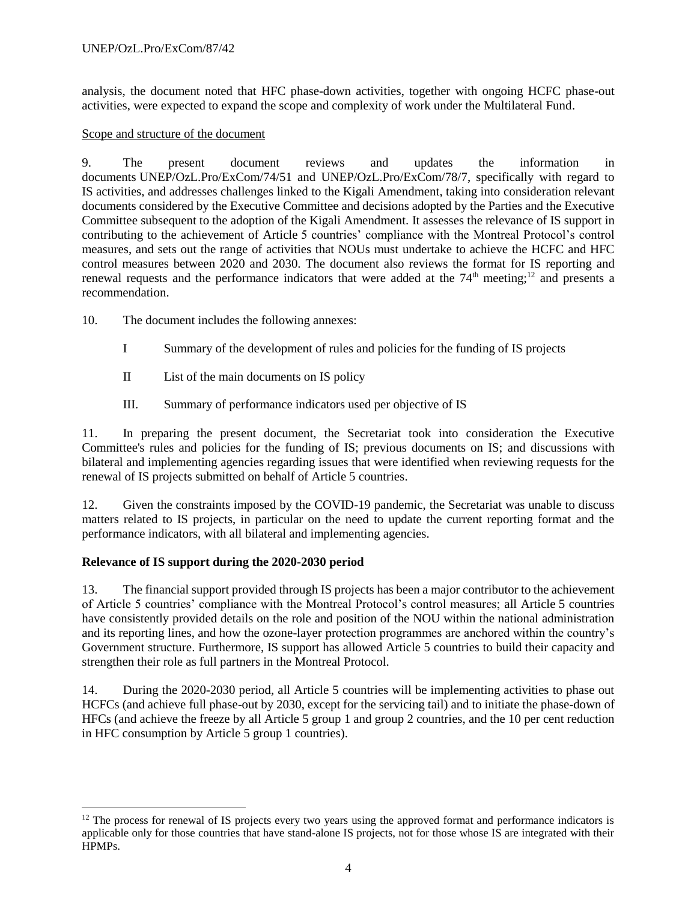analysis, the document noted that HFC phase-down activities, together with ongoing HCFC phase-out activities, were expected to expand the scope and complexity of work under the Multilateral Fund.

Scope and structure of the document

9. The present document reviews and updates the information in documents UNEP/OzL.Pro/ExCom/74/51 and UNEP/OzL.Pro/ExCom/78/7, specifically with regard to IS activities, and addresses challenges linked to the Kigali Amendment, taking into consideration relevant documents considered by the Executive Committee and decisions adopted by the Parties and the Executive Committee subsequent to the adoption of the Kigali Amendment. It assesses the relevance of IS support in contributing to the achievement of Article 5 countries' compliance with the Montreal Protocol's control measures, and sets out the range of activities that NOUs must undertake to achieve the HCFC and HFC control measures between 2020 and 2030. The document also reviews the format for IS reporting and renewal requests and the performance indicators that were added at the 74th meeting;[12] and presents a recommendation.

10. The document includes the following annexes:

I Summary of the development of rules and policies for the funding of IS projects

II List of the main documents on IS policy

III. Summary of performance indicators used per objective of IS

11. In preparing the present document, the Secretariat took into consideration the Executive Committee's rules and policies for the funding of IS; previous documents on IS; and discussions with bilateral and implementing agencies regarding issues that were identified when reviewing requests for the renewal of IS projects submitted on behalf of Article 5 countries.

12. Given the constraints imposed by the COVID-19 pandemic, the Secretariat was unable to discuss matters related to IS projects, in particular on the need to update the current reporting format and the performance indicators, with all bilateral and implementing agencies.

**Relevance of IS support during the 2020-2030 period**

13. The financial support provided through IS projects has been a major contributor to the achievement of Article 5 countries' compliance with the Montreal Protocol's control measures; all Article 5 countries have consistently provided details on the role and position of the NOU within the national administration and its reporting lines, and how the ozone-layer protection programmes are anchored within the country's Government structure. Furthermore, IS support has allowed Article 5 countries to build their capacity and strengthen their role as full partners in the Montreal Protocol.

14. During the 2020-2030 period, all Article 5 countries will be implementing activities to phase out HCFCs (and achieve full phase-out by 2030, except for the servicing tail) and to initiate the phase-down of HFCs (and achieve the freeze by all Article 5 group 1 and group 2 countries, and the 10 per cent reduction in HFC consumption by Article 5 group 1 countries).

[12] The process for renewal of IS projects every two years using the approved format and performance indicators is applicable only for those countries that have stand-alone IS projects, not for those whose IS are integrated with their HPMPs.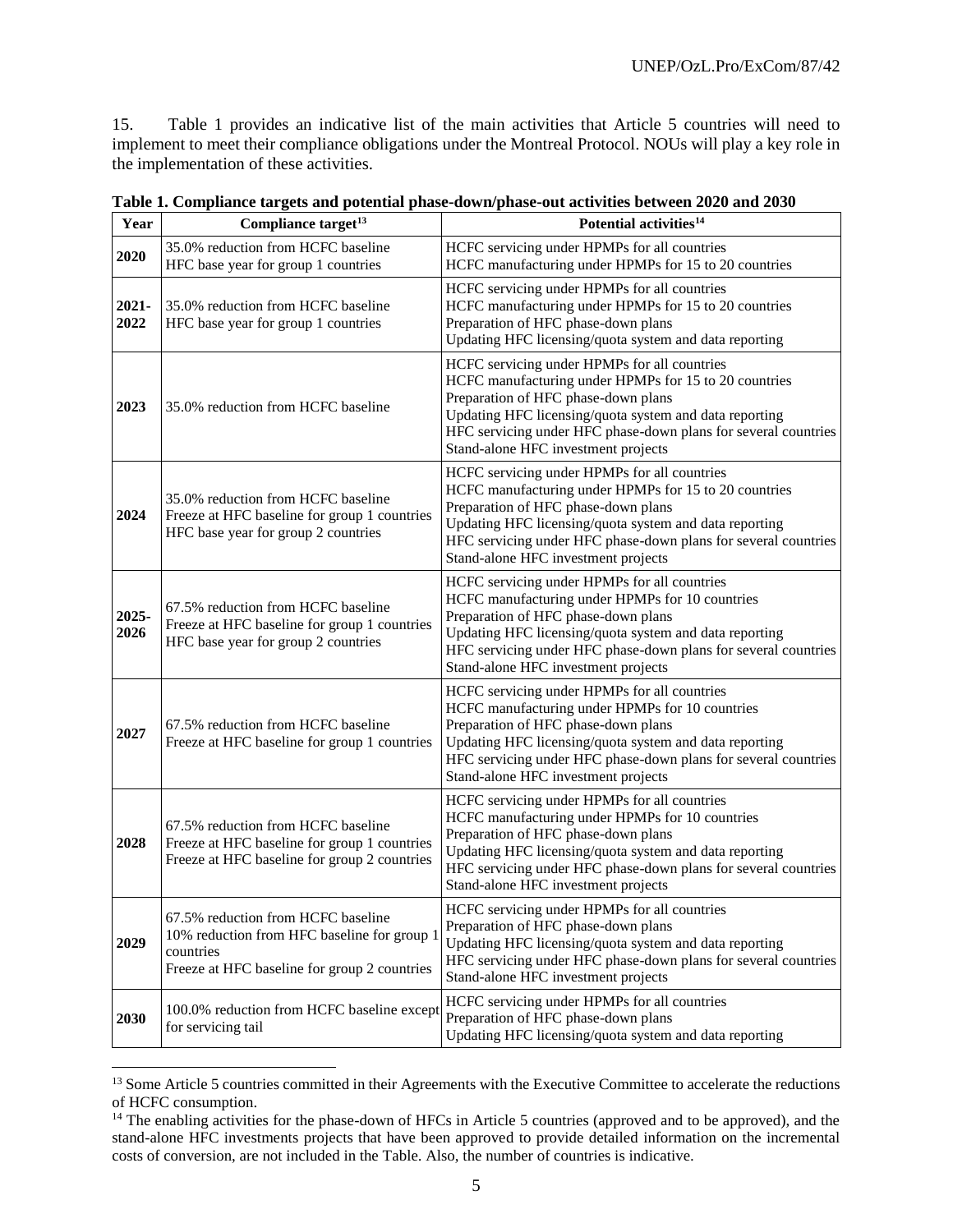15. Table 1 provides an indicative list of the main activities that Article 5 countries will need to implement to meet their compliance obligations under the Montreal Protocol. NOUs will play a key role in the implementation of these activities.

**Table 1. Compliance targets and potential phase-down/phase-out activities between 2020 and 2030**

| Year | Compliance target[13] | Potential activities[14] |
|---|---|---|
| **2020** | 35.0% reduction from HCFC baseline<br>HFC base year for group 1 countries | HCFC servicing under HPMPs for all countries<br>HCFC manufacturing under HPMPs for 15 to 20 countries |
| **2021-2022** | 35.0% reduction from HCFC baseline<br>HFC base year for group 1 countries | HCFC servicing under HPMPs for all countries<br>HCFC manufacturing under HPMPs for 15 to 20 countries<br>Preparation of HFC phase-down plans<br>Updating HFC licensing/quota system and data reporting |
| **2023** | 35.0% reduction from HCFC baseline | HCFC servicing under HPMPs for all countries<br>HCFC manufacturing under HPMPs for 15 to 20 countries<br>Preparation of HFC phase-down plans<br>Updating HFC licensing/quota system and data reporting<br>HFC servicing under HFC phase-down plans for several countries<br>Stand-alone HFC investment projects |
| **2024** | 35.0% reduction from HCFC baseline<br>Freeze at HFC baseline for group 1 countries<br>HFC base year for group 2 countries | HCFC servicing under HPMPs for all countries<br>HCFC manufacturing under HPMPs for 15 to 20 countries<br>Preparation of HFC phase-down plans<br>Updating HFC licensing/quota system and data reporting<br>HFC servicing under HFC phase-down plans for several countries<br>Stand-alone HFC investment projects |
| **2025-2026** | 67.5% reduction from HCFC baseline<br>Freeze at HFC baseline for group 1 countries<br>HFC base year for group 2 countries | HCFC servicing under HPMPs for all countries<br>HCFC manufacturing under HPMPs for 10 countries<br>Preparation of HFC phase-down plans<br>Updating HFC licensing/quota system and data reporting<br>HFC servicing under HFC phase-down plans for several countries<br>Stand-alone HFC investment projects |
| **2027** | 67.5% reduction from HCFC baseline<br>Freeze at HFC baseline for group 1 countries | HCFC servicing under HPMPs for all countries<br>HCFC manufacturing under HPMPs for 10 countries<br>Preparation of HFC phase-down plans<br>Updating HFC licensing/quota system and data reporting<br>HFC servicing under HFC phase-down plans for several countries<br>Stand-alone HFC investment projects |
| **2028** | 67.5% reduction from HCFC baseline<br>Freeze at HFC baseline for group 1 countries<br>Freeze at HFC baseline for group 2 countries | HCFC servicing under HPMPs for all countries<br>HCFC manufacturing under HPMPs for 10 countries<br>Preparation of HFC phase-down plans<br>Updating HFC licensing/quota system and data reporting<br>HFC servicing under HFC phase-down plans for several countries<br>Stand-alone HFC investment projects |
| **2029** | 67.5% reduction from HCFC baseline<br>10% reduction from HFC baseline for group 1 countries<br>Freeze at HFC baseline for group 2 countries | HCFC servicing under HPMPs for all countries<br>Preparation of HFC phase-down plans<br>Updating HFC licensing/quota system and data reporting<br>HFC servicing under HFC phase-down plans for several countries<br>Stand-alone HFC investment projects |
| **2030** | 100.0% reduction from HCFC baseline except for servicing tail | HCFC servicing under HPMPs for all countries<br>Preparation of HFC phase-down plans<br>Updating HFC licensing/quota system and data reporting |

[13] Some Article 5 countries committed in their Agreements with the Executive Committee to accelerate the reductions of HCFC consumption.

[14] The enabling activities for the phase-down of HFCs in Article 5 countries (approved and to be approved), and the stand-alone HFC investments projects that have been approved to provide detailed information on the incremental costs of conversion, are not included in the Table. Also, the number of countries is indicative.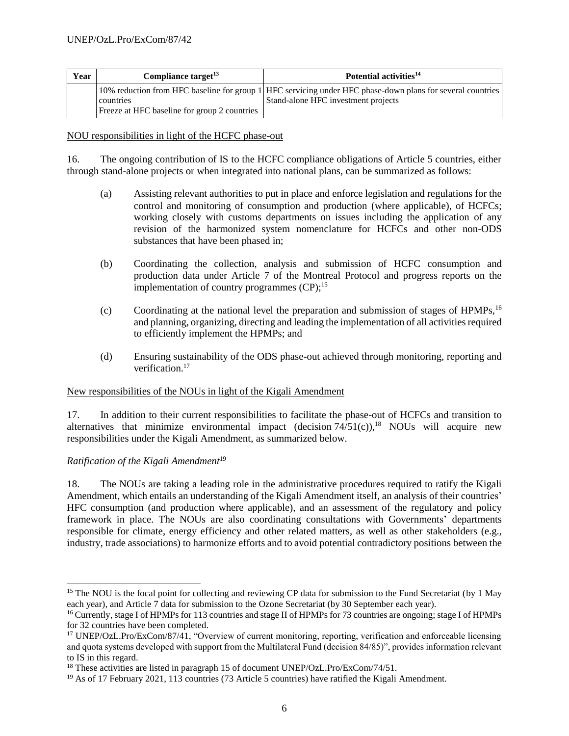| Year | Compliance target[13] | Potential activities[14] |
|---|---|---|
| | 10% reduction from HFC baseline for group 1 countries<br>Freeze at HFC baseline for group 2 countries | HFC servicing under HFC phase-down plans for several countries<br>Stand-alone HFC investment projects |

NOU responsibilities in light of the HCFC phase-out

16. The ongoing contribution of IS to the HCFC compliance obligations of Article 5 countries, either through stand-alone projects or when integrated into national plans, can be summarized as follows:

(a) Assisting relevant authorities to put in place and enforce legislation and regulations for the control and monitoring of consumption and production (where applicable), of HCFCs; working closely with customs departments on issues including the application of any revision of the harmonized system nomenclature for HCFCs and other non-ODS substances that have been phased in;

(b) Coordinating the collection, analysis and submission of HCFC consumption and production data under Article 7 of the Montreal Protocol and progress reports on the implementation of country programmes (CP);[15]

(c) Coordinating at the national level the preparation and submission of stages of HPMPs,[16] and planning, organizing, directing and leading the implementation of all activities required to efficiently implement the HPMPs; and

(d) Ensuring sustainability of the ODS phase-out achieved through monitoring, reporting and verification.[17]

New responsibilities of the NOUs in light of the Kigali Amendment

17. In addition to their current responsibilities to facilitate the phase-out of HCFCs and transition to alternatives that minimize environmental impact (decision 74/51(c)),[18] NOUs will acquire new responsibilities under the Kigali Amendment, as summarized below.

*Ratification of the Kigali Amendment*[19]

18. The NOUs are taking a leading role in the administrative procedures required to ratify the Kigali Amendment, which entails an understanding of the Kigali Amendment itself, an analysis of their countries' HFC consumption (and production where applicable), and an assessment of the regulatory and policy framework in place. The NOUs are also coordinating consultations with Governments' departments responsible for climate, energy efficiency and other related matters, as well as other stakeholders (e.g., industry, trade associations) to harmonize efforts and to avoid potential contradictory positions between the

---

[15] The NOU is the focal point for collecting and reviewing CP data for submission to the Fund Secretariat (by 1 May each year), and Article 7 data for submission to the Ozone Secretariat (by 30 September each year).

[16] Currently, stage I of HPMPs for 113 countries and stage II of HPMPs for 73 countries are ongoing; stage I of HPMPs for 32 countries have been completed.

[17] UNEP/OzL.Pro/ExCom/87/41, "Overview of current monitoring, reporting, verification and enforceable licensing and quota systems developed with support from the Multilateral Fund (decision 84/85)", provides information relevant to IS in this regard.

[18] These activities are listed in paragraph 15 of document UNEP/OzL.Pro/ExCom/74/51.

[19] As of 17 February 2021, 113 countries (73 Article 5 countries) have ratified the Kigali Amendment.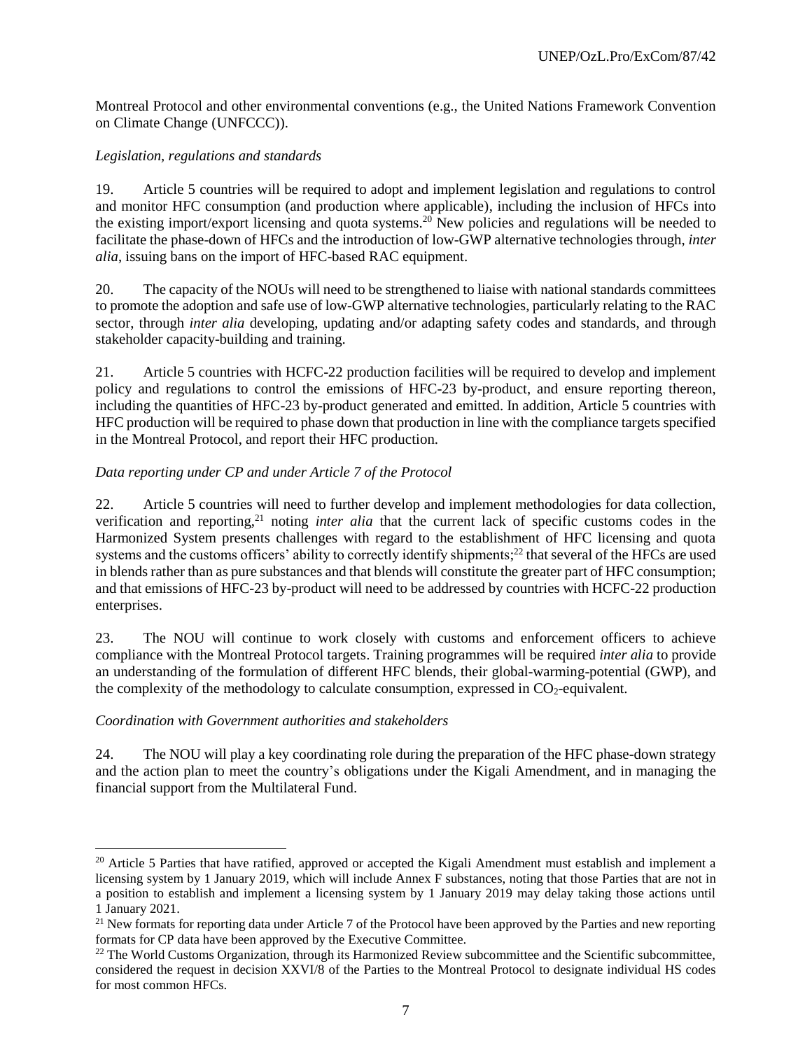Montreal Protocol and other environmental conventions (e.g., the United Nations Framework Convention on Climate Change (UNFCCC)).

*Legislation, regulations and standards*

19. Article 5 countries will be required to adopt and implement legislation and regulations to control and monitor HFC consumption (and production where applicable), including the inclusion of HFCs into the existing import/export licensing and quota systems.[20] New policies and regulations will be needed to facilitate the phase-down of HFCs and the introduction of low-GWP alternative technologies through, *inter alia*, issuing bans on the import of HFC-based RAC equipment.

20. The capacity of the NOUs will need to be strengthened to liaise with national standards committees to promote the adoption and safe use of low-GWP alternative technologies, particularly relating to the RAC sector, through *inter alia* developing, updating and/or adapting safety codes and standards, and through stakeholder capacity-building and training.

21. Article 5 countries with HCFC-22 production facilities will be required to develop and implement policy and regulations to control the emissions of HFC-23 by-product, and ensure reporting thereon, including the quantities of HFC-23 by-product generated and emitted. In addition, Article 5 countries with HFC production will be required to phase down that production in line with the compliance targets specified in the Montreal Protocol, and report their HFC production.

*Data reporting under CP and under Article 7 of the Protocol*

22. Article 5 countries will need to further develop and implement methodologies for data collection, verification and reporting,[21] noting *inter alia* that the current lack of specific customs codes in the Harmonized System presents challenges with regard to the establishment of HFC licensing and quota systems and the customs officers' ability to correctly identify shipments;[22] that several of the HFCs are used in blends rather than as pure substances and that blends will constitute the greater part of HFC consumption; and that emissions of HFC-23 by-product will need to be addressed by countries with HCFC-22 production enterprises.

23. The NOU will continue to work closely with customs and enforcement officers to achieve compliance with the Montreal Protocol targets. Training programmes will be required *inter alia* to provide an understanding of the formulation of different HFC blends, their global-warming-potential (GWP), and the complexity of the methodology to calculate consumption, expressed in $CO_2$-equivalent.

*Coordination with Government authorities and stakeholders*

24. The NOU will play a key coordinating role during the preparation of the HFC phase-down strategy and the action plan to meet the country's obligations under the Kigali Amendment, and in managing the financial support from the Multilateral Fund.

---

[20] Article 5 Parties that have ratified, approved or accepted the Kigali Amendment must establish and implement a licensing system by 1 January 2019, which will include Annex F substances, noting that those Parties that are not in a position to establish and implement a licensing system by 1 January 2019 may delay taking those actions until 1 January 2021.

[21] New formats for reporting data under Article 7 of the Protocol have been approved by the Parties and new reporting formats for CP data have been approved by the Executive Committee.

[22] The World Customs Organization, through its Harmonized Review subcommittee and the Scientific subcommittee, considered the request in decision XXVI/8 of the Parties to the Montreal Protocol to designate individual HS codes for most common HFCs.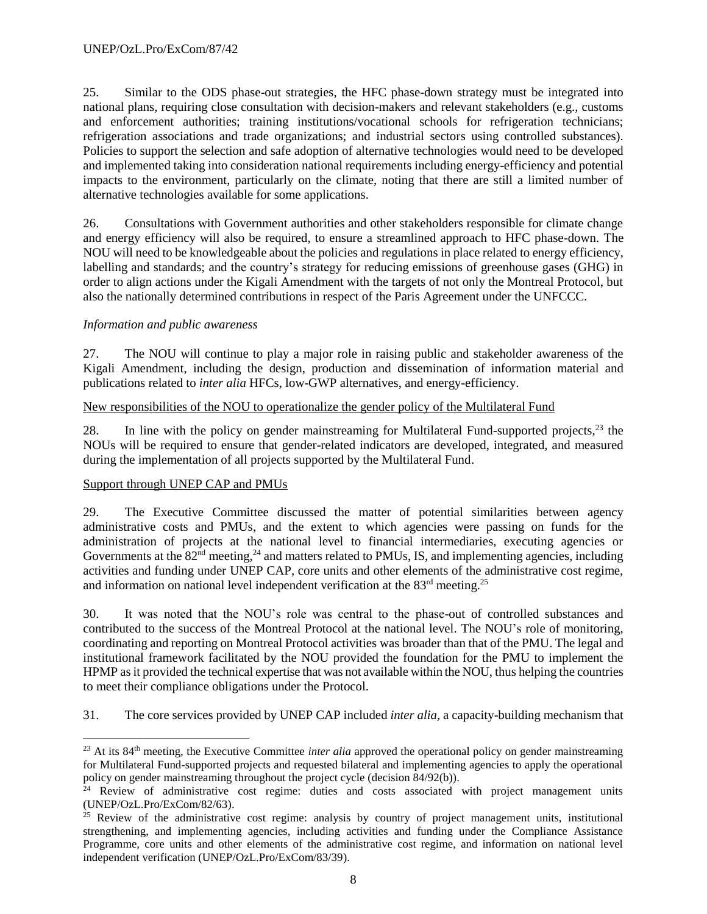25. Similar to the ODS phase-out strategies, the HFC phase-down strategy must be integrated into national plans, requiring close consultation with decision-makers and relevant stakeholders (e.g., customs and enforcement authorities; training institutions/vocational schools for refrigeration technicians; refrigeration associations and trade organizations; and industrial sectors using controlled substances). Policies to support the selection and safe adoption of alternative technologies would need to be developed and implemented taking into consideration national requirements including energy-efficiency and potential impacts to the environment, particularly on the climate, noting that there are still a limited number of alternative technologies available for some applications.

26. Consultations with Government authorities and other stakeholders responsible for climate change and energy efficiency will also be required, to ensure a streamlined approach to HFC phase-down. The NOU will need to be knowledgeable about the policies and regulations in place related to energy efficiency, labelling and standards; and the country's strategy for reducing emissions of greenhouse gases (GHG) in order to align actions under the Kigali Amendment with the targets of not only the Montreal Protocol, but also the nationally determined contributions in respect of the Paris Agreement under the UNFCCC.

*Information and public awareness*

27. The NOU will continue to play a major role in raising public and stakeholder awareness of the Kigali Amendment, including the design, production and dissemination of information material and publications related to *inter alia* HFCs, low-GWP alternatives, and energy-efficiency.

<u>New responsibilities of the NOU to operationalize the gender policy of the Multilateral Fund</u>

28. In line with the policy on gender mainstreaming for Multilateral Fund-supported projects,[23] the NOUs will be required to ensure that gender-related indicators are developed, integrated, and measured during the implementation of all projects supported by the Multilateral Fund.

<u>Support through UNEP CAP and PMUs</u>

29. The Executive Committee discussed the matter of potential similarities between agency administrative costs and PMUs, and the extent to which agencies were passing on funds for the administration of projects at the national level to financial intermediaries, executing agencies or Governments at the 82nd meeting,[24] and matters related to PMUs, IS, and implementing agencies, including activities and funding under UNEP CAP, core units and other elements of the administrative cost regime, and information on national level independent verification at the 83rd meeting.[25]

30. It was noted that the NOU's role was central to the phase-out of controlled substances and contributed to the success of the Montreal Protocol at the national level. The NOU's role of monitoring, coordinating and reporting on Montreal Protocol activities was broader than that of the PMU. The legal and institutional framework facilitated by the NOU provided the foundation for the PMU to implement the HPMP as it provided the technical expertise that was not available within the NOU, thus helping the countries to meet their compliance obligations under the Protocol.

31. The core services provided by UNEP CAP included *inter alia*, a capacity-building mechanism that

---

[23] At its 84th meeting, the Executive Committee *inter alia* approved the operational policy on gender mainstreaming for Multilateral Fund-supported projects and requested bilateral and implementing agencies to apply the operational policy on gender mainstreaming throughout the project cycle (decision 84/92(b)).

[24] Review of administrative cost regime: duties and costs associated with project management units (UNEP/OzL.Pro/ExCom/82/63).

[25] Review of the administrative cost regime: analysis by country of project management units, institutional strengthening, and implementing agencies, including activities and funding under the Compliance Assistance Programme, core units and other elements of the administrative cost regime, and information on national level independent verification (UNEP/OzL.Pro/ExCom/83/39).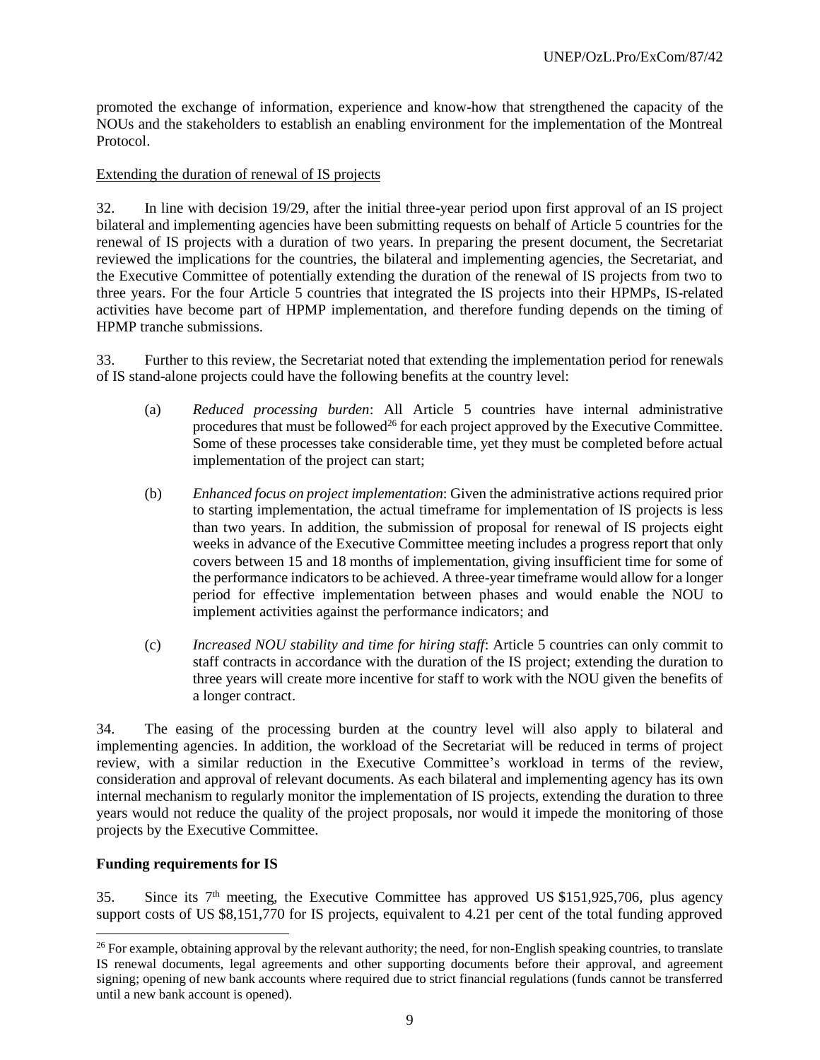promoted the exchange of information, experience and know-how that strengthened the capacity of the NOUs and the stakeholders to establish an enabling environment for the implementation of the Montreal Protocol.

Extending the duration of renewal of IS projects

32. In line with decision 19/29, after the initial three-year period upon first approval of an IS project bilateral and implementing agencies have been submitting requests on behalf of Article 5 countries for the renewal of IS projects with a duration of two years. In preparing the present document, the Secretariat reviewed the implications for the countries, the bilateral and implementing agencies, the Secretariat, and the Executive Committee of potentially extending the duration of the renewal of IS projects from two to three years. For the four Article 5 countries that integrated the IS projects into their HPMPs, IS-related activities have become part of HPMP implementation, and therefore funding depends on the timing of HPMP tranche submissions.

33. Further to this review, the Secretariat noted that extending the implementation period for renewals of IS stand-alone projects could have the following benefits at the country level:

(a) *Reduced processing burden*: All Article 5 countries have internal administrative procedures that must be followed[26] for each project approved by the Executive Committee. Some of these processes take considerable time, yet they must be completed before actual implementation of the project can start;

(b) *Enhanced focus on project implementation*: Given the administrative actions required prior to starting implementation, the actual timeframe for implementation of IS projects is less than two years. In addition, the submission of proposal for renewal of IS projects eight weeks in advance of the Executive Committee meeting includes a progress report that only covers between 15 and 18 months of implementation, giving insufficient time for some of the performance indicators to be achieved. A three-year timeframe would allow for a longer period for effective implementation between phases and would enable the NOU to implement activities against the performance indicators; and

(c) *Increased NOU stability and time for hiring staff*: Article 5 countries can only commit to staff contracts in accordance with the duration of the IS project; extending the duration to three years will create more incentive for staff to work with the NOU given the benefits of a longer contract.

34. The easing of the processing burden at the country level will also apply to bilateral and implementing agencies. In addition, the workload of the Secretariat will be reduced in terms of project review, with a similar reduction in the Executive Committee's workload in terms of the review, consideration and approval of relevant documents. As each bilateral and implementing agency has its own internal mechanism to regularly monitor the implementation of IS projects, extending the duration to three years would not reduce the quality of the project proposals, nor would it impede the monitoring of those projects by the Executive Committee.

**Funding requirements for IS**

35. Since its 7th meeting, the Executive Committee has approved US $151,925,706, plus agency support costs of US $8,151,770 for IS projects, equivalent to 4.21 per cent of the total funding approved

---

[26] For example, obtaining approval by the relevant authority; the need, for non-English speaking countries, to translate IS renewal documents, legal agreements and other supporting documents before their approval, and agreement signing; opening of new bank accounts where required due to strict financial regulations (funds cannot be transferred until a new bank account is opened).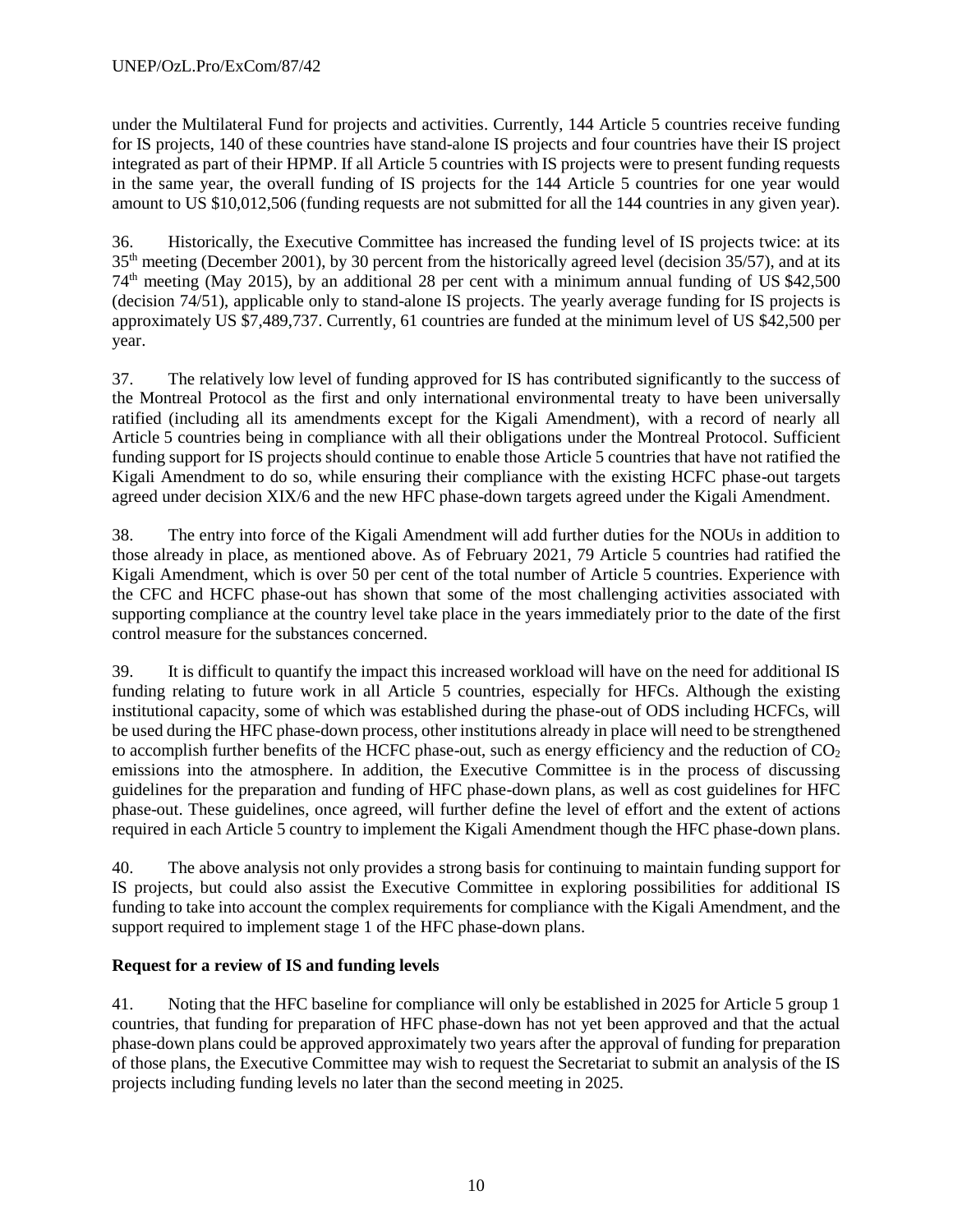under the Multilateral Fund for projects and activities. Currently, 144 Article 5 countries receive funding for IS projects, 140 of these countries have stand-alone IS projects and four countries have their IS project integrated as part of their HPMP. If all Article 5 countries with IS projects were to present funding requests in the same year, the overall funding of IS projects for the 144 Article 5 countries for one year would amount to US $10,012,506 (funding requests are not submitted for all the 144 countries in any given year).

36. Historically, the Executive Committee has increased the funding level of IS projects twice: at its 35th meeting (December 2001), by 30 percent from the historically agreed level (decision 35/57), and at its 74th meeting (May 2015), by an additional 28 per cent with a minimum annual funding of US $42,500 (decision 74/51), applicable only to stand-alone IS projects. The yearly average funding for IS projects is approximately US $7,489,737. Currently, 61 countries are funded at the minimum level of US $42,500 per year.

37. The relatively low level of funding approved for IS has contributed significantly to the success of the Montreal Protocol as the first and only international environmental treaty to have been universally ratified (including all its amendments except for the Kigali Amendment), with a record of nearly all Article 5 countries being in compliance with all their obligations under the Montreal Protocol. Sufficient funding support for IS projects should continue to enable those Article 5 countries that have not ratified the Kigali Amendment to do so, while ensuring their compliance with the existing HCFC phase-out targets agreed under decision XIX/6 and the new HFC phase-down targets agreed under the Kigali Amendment.

38. The entry into force of the Kigali Amendment will add further duties for the NOUs in addition to those already in place, as mentioned above. As of February 2021, 79 Article 5 countries had ratified the Kigali Amendment, which is over 50 per cent of the total number of Article 5 countries. Experience with the CFC and HCFC phase-out has shown that some of the most challenging activities associated with supporting compliance at the country level take place in the years immediately prior to the date of the first control measure for the substances concerned.

39. It is difficult to quantify the impact this increased workload will have on the need for additional IS funding relating to future work in all Article 5 countries, especially for HFCs. Although the existing institutional capacity, some of which was established during the phase-out of ODS including HCFCs, will be used during the HFC phase-down process, other institutions already in place will need to be strengthened to accomplish further benefits of the HCFC phase-out, such as energy efficiency and the reduction of $CO_2$ emissions into the atmosphere. In addition, the Executive Committee is in the process of discussing guidelines for the preparation and funding of HFC phase-down plans, as well as cost guidelines for HFC phase-out. These guidelines, once agreed, will further define the level of effort and the extent of actions required in each Article 5 country to implement the Kigali Amendment though the HFC phase-down plans.

40. The above analysis not only provides a strong basis for continuing to maintain funding support for IS projects, but could also assist the Executive Committee in exploring possibilities for additional IS funding to take into account the complex requirements for compliance with the Kigali Amendment, and the support required to implement stage 1 of the HFC phase-down plans.

**Request for a review of IS and funding levels**

41. Noting that the HFC baseline for compliance will only be established in 2025 for Article 5 group 1 countries, that funding for preparation of HFC phase-down has not yet been approved and that the actual phase-down plans could be approved approximately two years after the approval of funding for preparation of those plans, the Executive Committee may wish to request the Secretariat to submit an analysis of the IS projects including funding levels no later than the second meeting in 2025.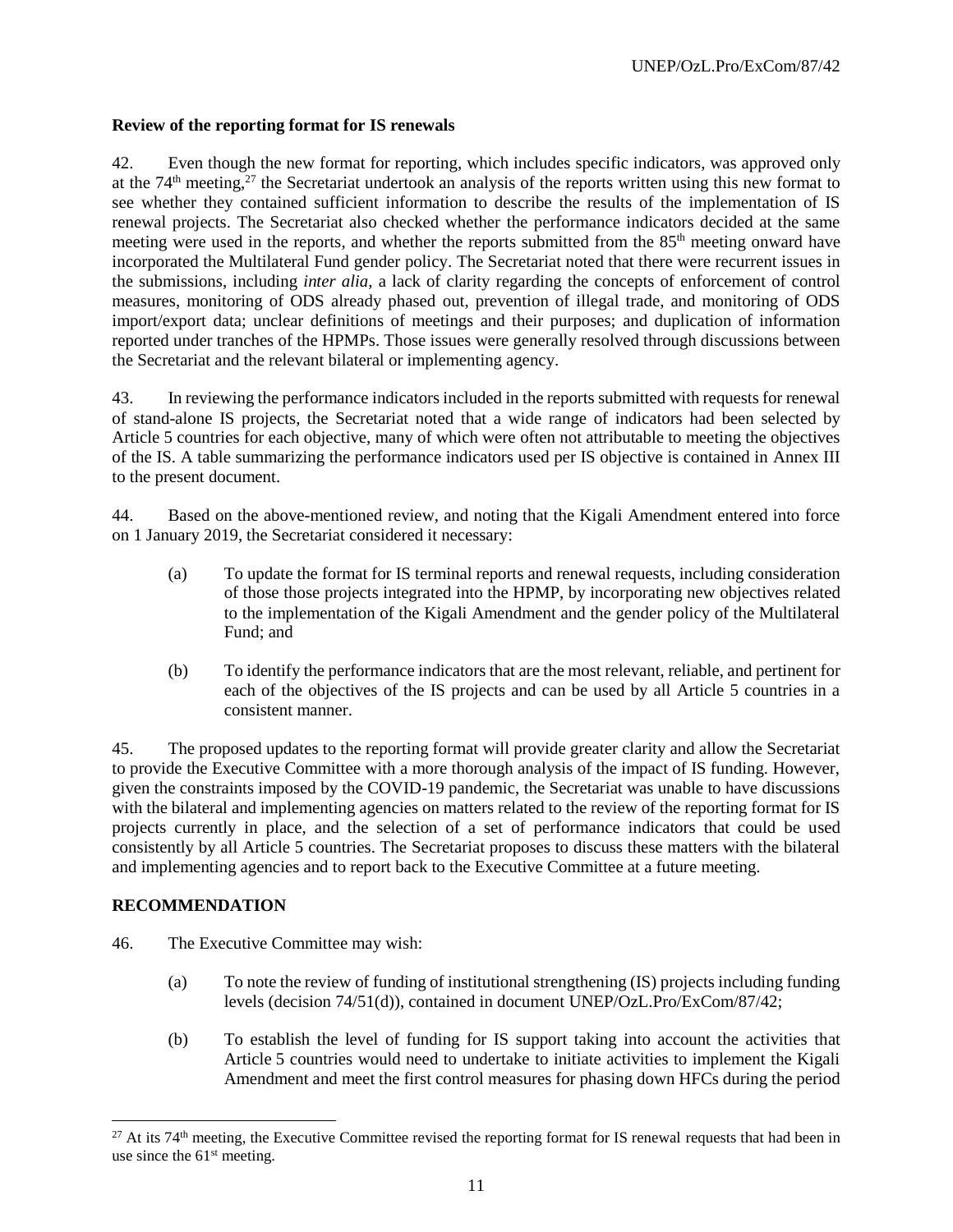**Review of the reporting format for IS renewals**

42. Even though the new format for reporting, which includes specific indicators, was approved only at the 74th meeting,[27] the Secretariat undertook an analysis of the reports written using this new format to see whether they contained sufficient information to describe the results of the implementation of IS renewal projects. The Secretariat also checked whether the performance indicators decided at the same meeting were used in the reports, and whether the reports submitted from the 85th meeting onward have incorporated the Multilateral Fund gender policy. The Secretariat noted that there were recurrent issues in the submissions, including *inter alia,* a lack of clarity regarding the concepts of enforcement of control measures, monitoring of ODS already phased out, prevention of illegal trade, and monitoring of ODS import/export data; unclear definitions of meetings and their purposes; and duplication of information reported under tranches of the HPMPs. Those issues were generally resolved through discussions between the Secretariat and the relevant bilateral or implementing agency.

43. In reviewing the performance indicators included in the reports submitted with requests for renewal of stand-alone IS projects, the Secretariat noted that a wide range of indicators had been selected by Article 5 countries for each objective, many of which were often not attributable to meeting the objectives of the IS. A table summarizing the performance indicators used per IS objective is contained in Annex III to the present document.

44. Based on the above-mentioned review, and noting that the Kigali Amendment entered into force on 1 January 2019, the Secretariat considered it necessary:

(a) To update the format for IS terminal reports and renewal requests, including consideration of those those projects integrated into the HPMP, by incorporating new objectives related to the implementation of the Kigali Amendment and the gender policy of the Multilateral Fund; and

(b) To identify the performance indicators that are the most relevant, reliable, and pertinent for each of the objectives of the IS projects and can be used by all Article 5 countries in a consistent manner.

45. The proposed updates to the reporting format will provide greater clarity and allow the Secretariat to provide the Executive Committee with a more thorough analysis of the impact of IS funding. However, given the constraints imposed by the COVID-19 pandemic, the Secretariat was unable to have discussions with the bilateral and implementing agencies on matters related to the review of the reporting format for IS projects currently in place, and the selection of a set of performance indicators that could be used consistently by all Article 5 countries. The Secretariat proposes to discuss these matters with the bilateral and implementing agencies and to report back to the Executive Committee at a future meeting.

**RECOMMENDATION**

46. The Executive Committee may wish:

(a) To note the review of funding of institutional strengthening (IS) projects including funding levels (decision 74/51(d)), contained in document UNEP/OzL.Pro/ExCom/87/42;

(b) To establish the level of funding for IS support taking into account the activities that Article 5 countries would need to undertake to initiate activities to implement the Kigali Amendment and meet the first control measures for phasing down HFCs during the period

---

[27] At its 74th meeting, the Executive Committee revised the reporting format for IS renewal requests that had been in use since the 61st meeting.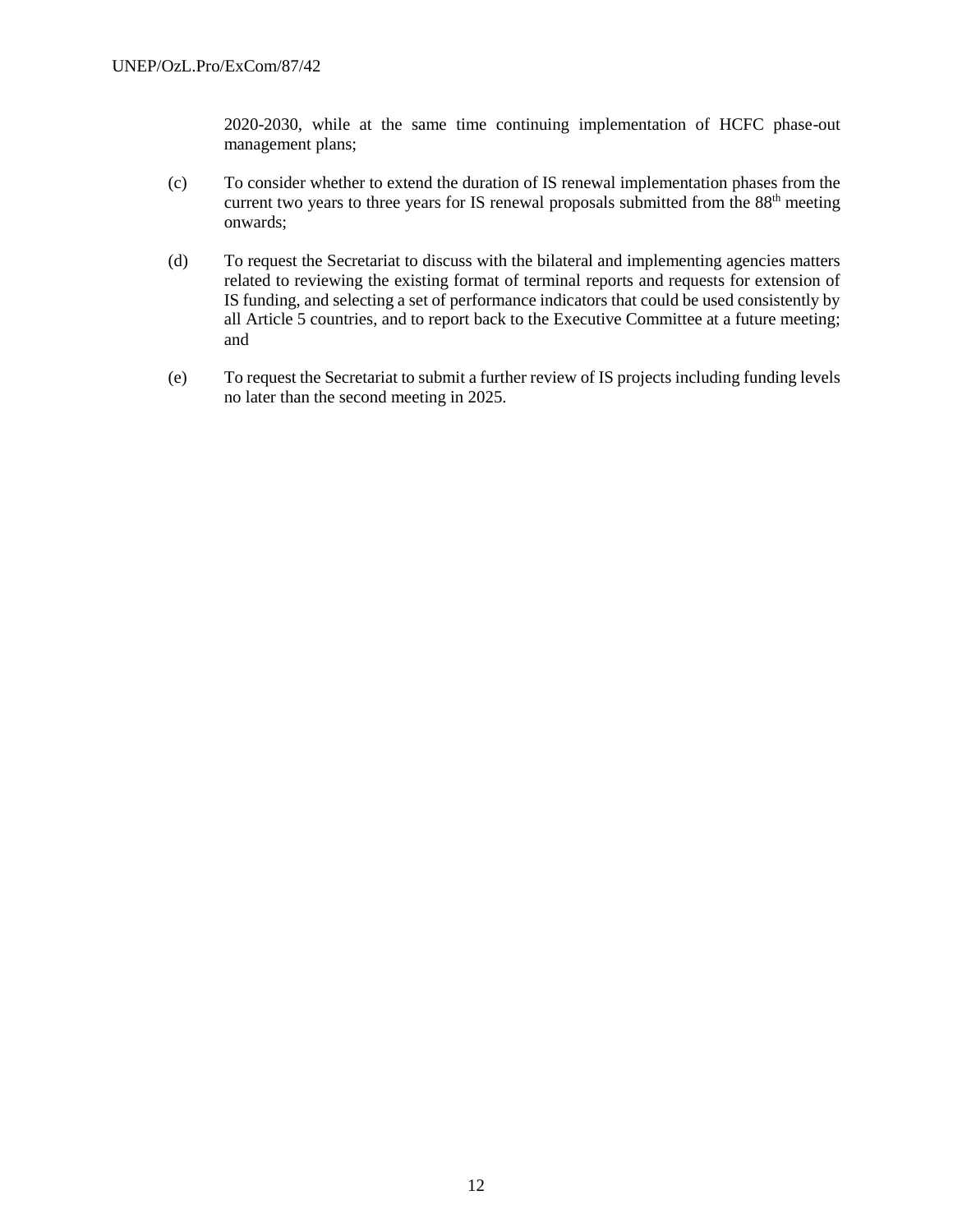2020-2030, while at the same time continuing implementation of HCFC phase-out management plans;

(c) To consider whether to extend the duration of IS renewal implementation phases from the current two years to three years for IS renewal proposals submitted from the 88th meeting onwards;

(d) To request the Secretariat to discuss with the bilateral and implementing agencies matters related to reviewing the existing format of terminal reports and requests for extension of IS funding, and selecting a set of performance indicators that could be used consistently by all Article 5 countries, and to report back to the Executive Committee at a future meeting; and

(e) To request the Secretariat to submit a further review of IS projects including funding levels no later than the second meeting in 2025.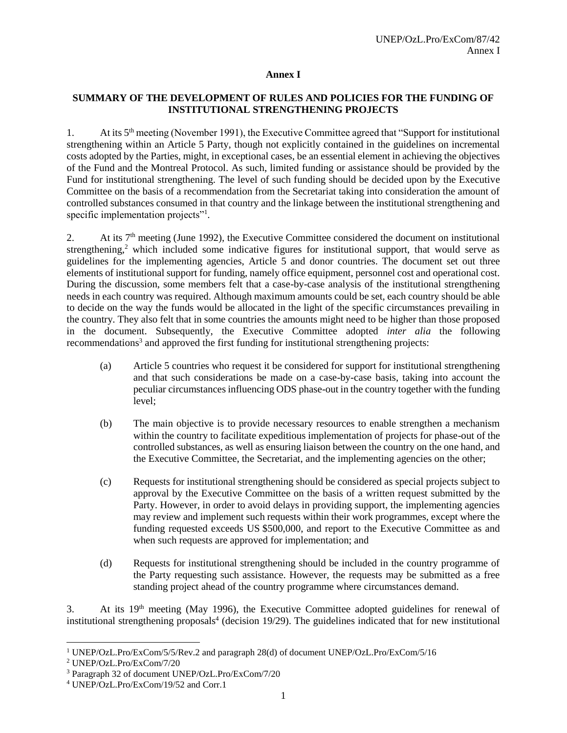# Annex I

## SUMMARY OF THE DEVELOPMENT OF RULES AND POLICIES FOR THE FUNDING OF INSTITUTIONAL STRENGTHENING PROJECTS

1. At its 5th meeting (November 1991), the Executive Committee agreed that "Support for institutional strengthening within an Article 5 Party, though not explicitly contained in the guidelines on incremental costs adopted by the Parties, might, in exceptional cases, be an essential element in achieving the objectives of the Fund and the Montreal Protocol. As such, limited funding or assistance should be provided by the Fund for institutional strengthening. The level of such funding should be decided upon by the Executive Committee on the basis of a recommendation from the Secretariat taking into consideration the amount of controlled substances consumed in that country and the linkage between the institutional strengthening and specific implementation projects"[1].

2. At its 7th meeting (June 1992), the Executive Committee considered the document on institutional strengthening,[2] which included some indicative figures for institutional support, that would serve as guidelines for the implementing agencies, Article 5 and donor countries. The document set out three elements of institutional support for funding, namely office equipment, personnel cost and operational cost. During the discussion, some members felt that a case-by-case analysis of the institutional strengthening needs in each country was required. Although maximum amounts could be set, each country should be able to decide on the way the funds would be allocated in the light of the specific circumstances prevailing in the country. They also felt that in some countries the amounts might need to be higher than those proposed in the document. Subsequently, the Executive Committee adopted *inter alia* the following recommendations[3] and approved the first funding for institutional strengthening projects:

(a) Article 5 countries who request it be considered for support for institutional strengthening and that such considerations be made on a case-by-case basis, taking into account the peculiar circumstances influencing ODS phase-out in the country together with the funding level;

(b) The main objective is to provide necessary resources to enable strengthen a mechanism within the country to facilitate expeditious implementation of projects for phase-out of the controlled substances, as well as ensuring liaison between the country on the one hand, and the Executive Committee, the Secretariat, and the implementing agencies on the other;

(c) Requests for institutional strengthening should be considered as special projects subject to approval by the Executive Committee on the basis of a written request submitted by the Party. However, in order to avoid delays in providing support, the implementing agencies may review and implement such requests within their work programmes, except where the funding requested exceeds US $500,000, and report to the Executive Committee as and when such requests are approved for implementation; and

(d) Requests for institutional strengthening should be included in the country programme of the Party requesting such assistance. However, the requests may be submitted as a free standing project ahead of the country programme where circumstances demand.

3. At its 19th meeting (May 1996), the Executive Committee adopted guidelines for renewal of institutional strengthening proposals[4] (decision 19/29). The guidelines indicated that for new institutional

---

[1] UNEP/OzL.Pro/ExCom/5/5/Rev.2 and paragraph 28(d) of document UNEP/OzL.Pro/ExCom/5/16

[2] UNEP/OzL.Pro/ExCom/7/20

[3] Paragraph 32 of document UNEP/OzL.Pro/ExCom/7/20

[4] UNEP/OzL.Pro/ExCom/19/52 and Corr.1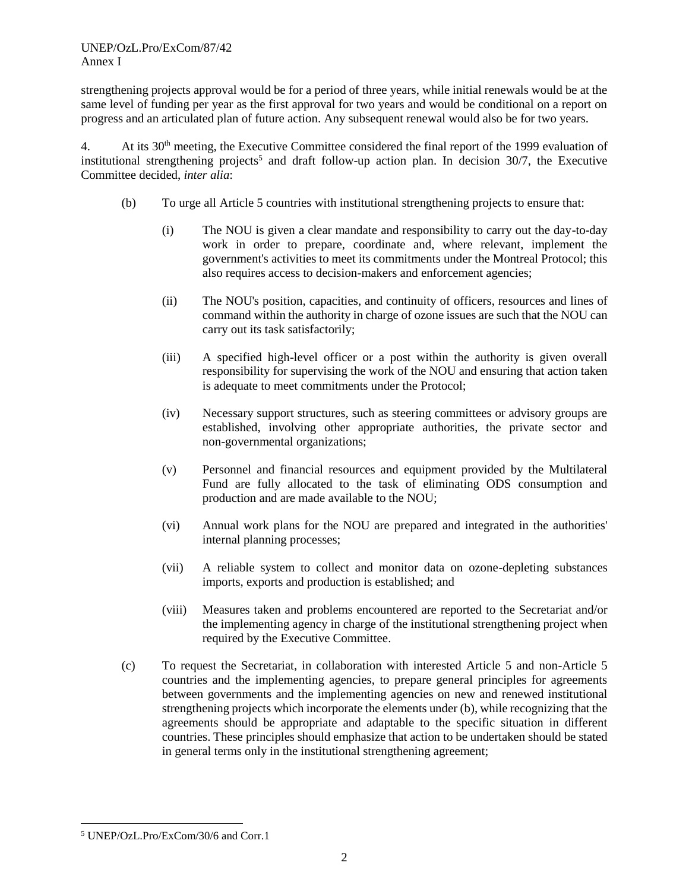strengthening projects approval would be for a period of three years, while initial renewals would be at the same level of funding per year as the first approval for two years and would be conditional on a report on progress and an articulated plan of future action. Any subsequent renewal would also be for two years.

4. At its 30th meeting, the Executive Committee considered the final report of the 1999 evaluation of institutional strengthening projects[5] and draft follow-up action plan. In decision 30/7, the Executive Committee decided, *inter alia*:

(b) To urge all Article 5 countries with institutional strengthening projects to ensure that:

(i) The NOU is given a clear mandate and responsibility to carry out the day-to-day work in order to prepare, coordinate and, where relevant, implement the government's activities to meet its commitments under the Montreal Protocol; this also requires access to decision-makers and enforcement agencies;

(ii) The NOU's position, capacities, and continuity of officers, resources and lines of command within the authority in charge of ozone issues are such that the NOU can carry out its task satisfactorily;

(iii) A specified high-level officer or a post within the authority is given overall responsibility for supervising the work of the NOU and ensuring that action taken is adequate to meet commitments under the Protocol;

(iv) Necessary support structures, such as steering committees or advisory groups are established, involving other appropriate authorities, the private sector and non-governmental organizations;

(v) Personnel and financial resources and equipment provided by the Multilateral Fund are fully allocated to the task of eliminating ODS consumption and production and are made available to the NOU;

(vi) Annual work plans for the NOU are prepared and integrated in the authorities' internal planning processes;

(vii) A reliable system to collect and monitor data on ozone-depleting substances imports, exports and production is established; and

(viii) Measures taken and problems encountered are reported to the Secretariat and/or the implementing agency in charge of the institutional strengthening project when required by the Executive Committee.

(c) To request the Secretariat, in collaboration with interested Article 5 and non-Article 5 countries and the implementing agencies, to prepare general principles for agreements between governments and the implementing agencies on new and renewed institutional strengthening projects which incorporate the elements under (b), while recognizing that the agreements should be appropriate and adaptable to the specific situation in different countries. These principles should emphasize that action to be undertaken should be stated in general terms only in the institutional strengthening agreement;

[5] UNEP/OzL.Pro/ExCom/30/6 and Corr.1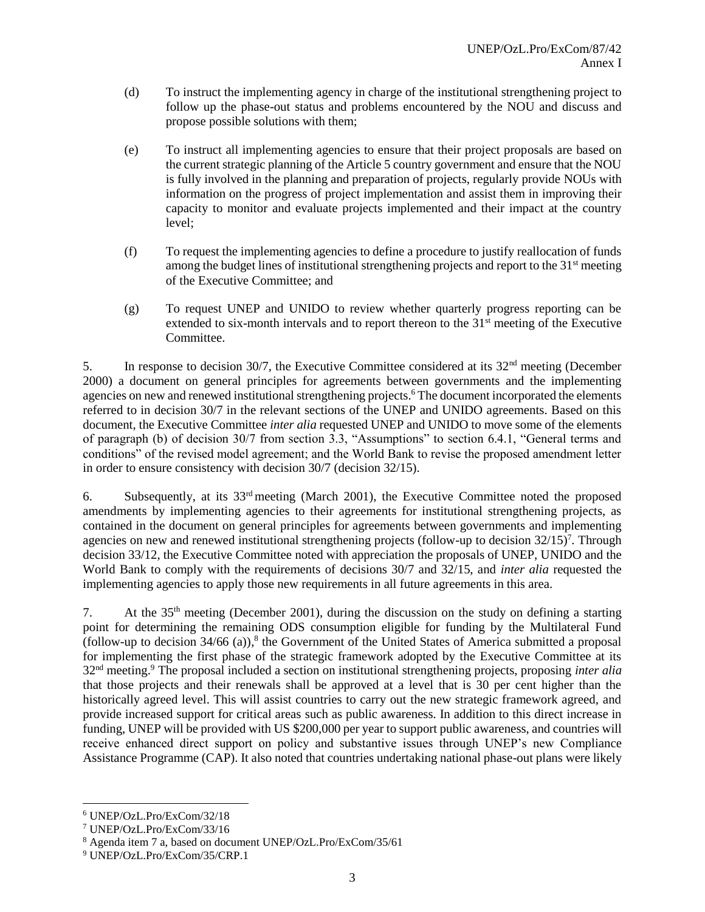(d) To instruct the implementing agency in charge of the institutional strengthening project to follow up the phase-out status and problems encountered by the NOU and discuss and propose possible solutions with them;

(e) To instruct all implementing agencies to ensure that their project proposals are based on the current strategic planning of the Article 5 country government and ensure that the NOU is fully involved in the planning and preparation of projects, regularly provide NOUs with information on the progress of project implementation and assist them in improving their capacity to monitor and evaluate projects implemented and their impact at the country level;

(f) To request the implementing agencies to define a procedure to justify reallocation of funds among the budget lines of institutional strengthening projects and report to the 31st meeting of the Executive Committee; and

(g) To request UNEP and UNIDO to review whether quarterly progress reporting can be extended to six-month intervals and to report thereon to the 31st meeting of the Executive Committee.

5. In response to decision 30/7, the Executive Committee considered at its 32nd meeting (December 2000) a document on general principles for agreements between governments and the implementing agencies on new and renewed institutional strengthening projects.[6] The document incorporated the elements referred to in decision 30/7 in the relevant sections of the UNEP and UNIDO agreements. Based on this document, the Executive Committee *inter alia* requested UNEP and UNIDO to move some of the elements of paragraph (b) of decision 30/7 from section 3.3, "Assumptions" to section 6.4.1, "General terms and conditions" of the revised model agreement; and the World Bank to revise the proposed amendment letter in order to ensure consistency with decision 30/7 (decision 32/15).

6. Subsequently, at its 33rd meeting (March 2001), the Executive Committee noted the proposed amendments by implementing agencies to their agreements for institutional strengthening projects, as contained in the document on general principles for agreements between governments and implementing agencies on new and renewed institutional strengthening projects (follow-up to decision 32/15)[7]. Through decision 33/12, the Executive Committee noted with appreciation the proposals of UNEP, UNIDO and the World Bank to comply with the requirements of decisions 30/7 and 32/15, and *inter alia* requested the implementing agencies to apply those new requirements in all future agreements in this area.

7. At the 35th meeting (December 2001), during the discussion on the study on defining a starting point for determining the remaining ODS consumption eligible for funding by the Multilateral Fund (follow-up to decision 34/66 (a)),[8] the Government of the United States of America submitted a proposal for implementing the first phase of the strategic framework adopted by the Executive Committee at its 32nd meeting.[9] The proposal included a section on institutional strengthening projects, proposing *inter alia* that those projects and their renewals shall be approved at a level that is 30 per cent higher than the historically agreed level. This will assist countries to carry out the new strategic framework agreed, and provide increased support for critical areas such as public awareness. In addition to this direct increase in funding, UNEP will be provided with US $200,000 per year to support public awareness, and countries will receive enhanced direct support on policy and substantive issues through UNEP's new Compliance Assistance Programme (CAP). It also noted that countries undertaking national phase-out plans were likely

---

[6] UNEP/OzL.Pro/ExCom/32/18

[7] UNEP/OzL.Pro/ExCom/33/16

[8] Agenda item 7 a, based on document UNEP/OzL.Pro/ExCom/35/61

[9] UNEP/OzL.Pro/ExCom/35/CRP.1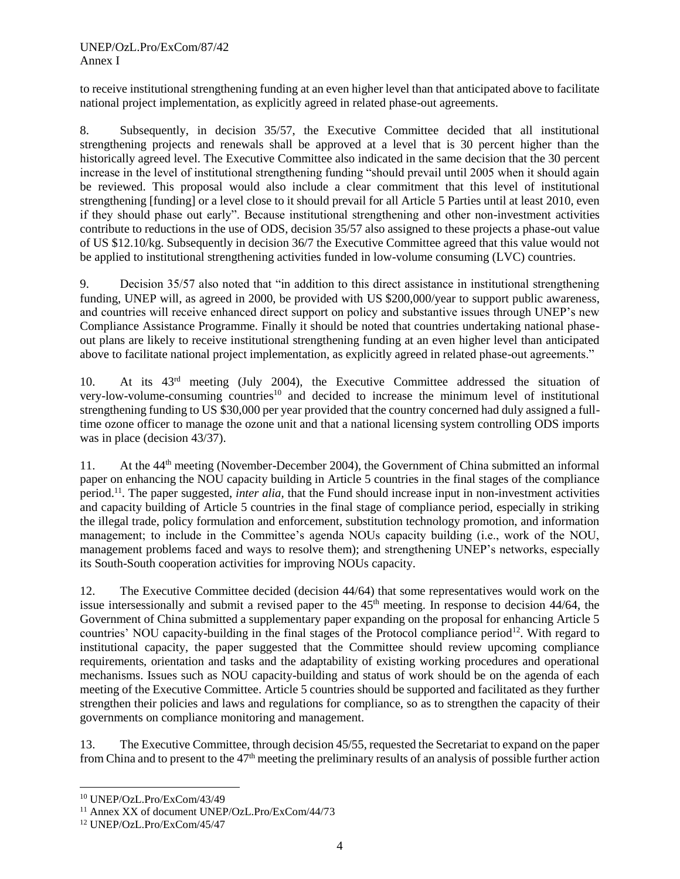to receive institutional strengthening funding at an even higher level than that anticipated above to facilitate national project implementation, as explicitly agreed in related phase-out agreements.

8. Subsequently, in decision 35/57, the Executive Committee decided that all institutional strengthening projects and renewals shall be approved at a level that is 30 percent higher than the historically agreed level. The Executive Committee also indicated in the same decision that the 30 percent increase in the level of institutional strengthening funding "should prevail until 2005 when it should again be reviewed. This proposal would also include a clear commitment that this level of institutional strengthening [funding] or a level close to it should prevail for all Article 5 Parties until at least 2010, even if they should phase out early". Because institutional strengthening and other non-investment activities contribute to reductions in the use of ODS, decision 35/57 also assigned to these projects a phase-out value of US $12.10/kg. Subsequently in decision 36/7 the Executive Committee agreed that this value would not be applied to institutional strengthening activities funded in low-volume consuming (LVC) countries.

9. Decision 35/57 also noted that "in addition to this direct assistance in institutional strengthening funding, UNEP will, as agreed in 2000, be provided with US $200,000/year to support public awareness, and countries will receive enhanced direct support on policy and substantive issues through UNEP's new Compliance Assistance Programme. Finally it should be noted that countries undertaking national phase-out plans are likely to receive institutional strengthening funding at an even higher level than anticipated above to facilitate national project implementation, as explicitly agreed in related phase-out agreements."

10. At its 43rd meeting (July 2004), the Executive Committee addressed the situation of very-low-volume-consuming countries[10] and decided to increase the minimum level of institutional strengthening funding to US $30,000 per year provided that the country concerned had duly assigned a full-time ozone officer to manage the ozone unit and that a national licensing system controlling ODS imports was in place (decision 43/37).

11. At the 44th meeting (November-December 2004), the Government of China submitted an informal paper on enhancing the NOU capacity building in Article 5 countries in the final stages of the compliance period.[11]. The paper suggested, *inter alia*, that the Fund should increase input in non-investment activities and capacity building of Article 5 countries in the final stage of compliance period, especially in striking the illegal trade, policy formulation and enforcement, substitution technology promotion, and information management; to include in the Committee's agenda NOUs capacity building (i.e., work of the NOU, management problems faced and ways to resolve them); and strengthening UNEP's networks, especially its South-South cooperation activities for improving NOUs capacity.

12. The Executive Committee decided (decision 44/64) that some representatives would work on the issue intersessionally and submit a revised paper to the 45th meeting. In response to decision 44/64, the Government of China submitted a supplementary paper expanding on the proposal for enhancing Article 5 countries' NOU capacity-building in the final stages of the Protocol compliance period[12]. With regard to institutional capacity, the paper suggested that the Committee should review upcoming compliance requirements, orientation and tasks and the adaptability of existing working procedures and operational mechanisms. Issues such as NOU capacity-building and status of work should be on the agenda of each meeting of the Executive Committee. Article 5 countries should be supported and facilitated as they further strengthen their policies and laws and regulations for compliance, so as to strengthen the capacity of their governments on compliance monitoring and management.

13. The Executive Committee, through decision 45/55, requested the Secretariat to expand on the paper from China and to present to the 47th meeting the preliminary results of an analysis of possible further action

---

[10] UNEP/OzL.Pro/ExCom/43/49

[11] Annex XX of document UNEP/OzL.Pro/ExCom/44/73

[12] UNEP/OzL.Pro/ExCom/45/47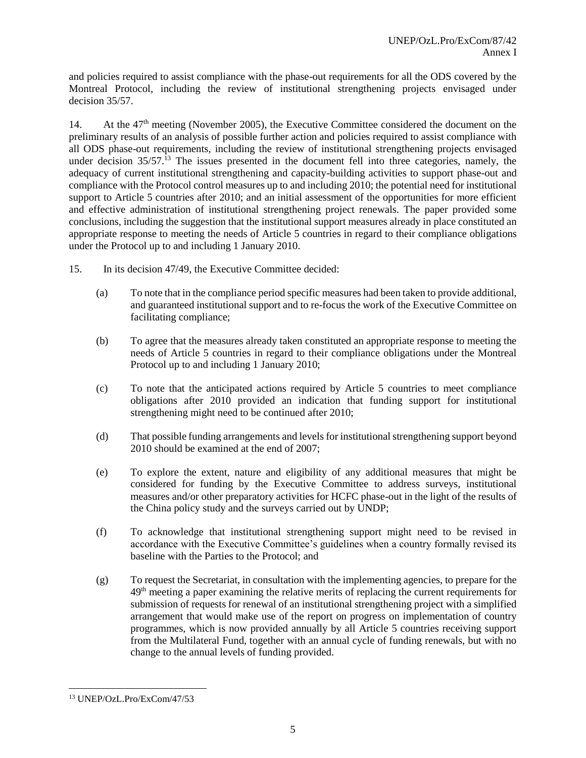and policies required to assist compliance with the phase-out requirements for all the ODS covered by the Montreal Protocol, including the review of institutional strengthening projects envisaged under decision 35/57.

14. At the 47th meeting (November 2005), the Executive Committee considered the document on the preliminary results of an analysis of possible further action and policies required to assist compliance with all ODS phase-out requirements, including the review of institutional strengthening projects envisaged under decision 35/57.[13] The issues presented in the document fell into three categories, namely, the adequacy of current institutional strengthening and capacity-building activities to support phase-out and compliance with the Protocol control measures up to and including 2010; the potential need for institutional support to Article 5 countries after 2010; and an initial assessment of the opportunities for more efficient and effective administration of institutional strengthening project renewals. The paper provided some conclusions, including the suggestion that the institutional support measures already in place constituted an appropriate response to meeting the needs of Article 5 countries in regard to their compliance obligations under the Protocol up to and including 1 January 2010.

15. In its decision 47/49, the Executive Committee decided:

(a) To note that in the compliance period specific measures had been taken to provide additional, and guaranteed institutional support and to re-focus the work of the Executive Committee on facilitating compliance;

(b) To agree that the measures already taken constituted an appropriate response to meeting the needs of Article 5 countries in regard to their compliance obligations under the Montreal Protocol up to and including 1 January 2010;

(c) To note that the anticipated actions required by Article 5 countries to meet compliance obligations after 2010 provided an indication that funding support for institutional strengthening might need to be continued after 2010;

(d) That possible funding arrangements and levels for institutional strengthening support beyond 2010 should be examined at the end of 2007;

(e) To explore the extent, nature and eligibility of any additional measures that might be considered for funding by the Executive Committee to address surveys, institutional measures and/or other preparatory activities for HCFC phase-out in the light of the results of the China policy study and the surveys carried out by UNDP;

(f) To acknowledge that institutional strengthening support might need to be revised in accordance with the Executive Committee's guidelines when a country formally revised its baseline with the Parties to the Protocol; and

(g) To request the Secretariat, in consultation with the implementing agencies, to prepare for the 49th meeting a paper examining the relative merits of replacing the current requirements for submission of requests for renewal of an institutional strengthening project with a simplified arrangement that would make use of the report on progress on implementation of country programmes, which is now provided annually by all Article 5 countries receiving support from the Multilateral Fund, together with an annual cycle of funding renewals, but with no change to the annual levels of funding provided.

[13] UNEP/OzL.Pro/ExCom/47/53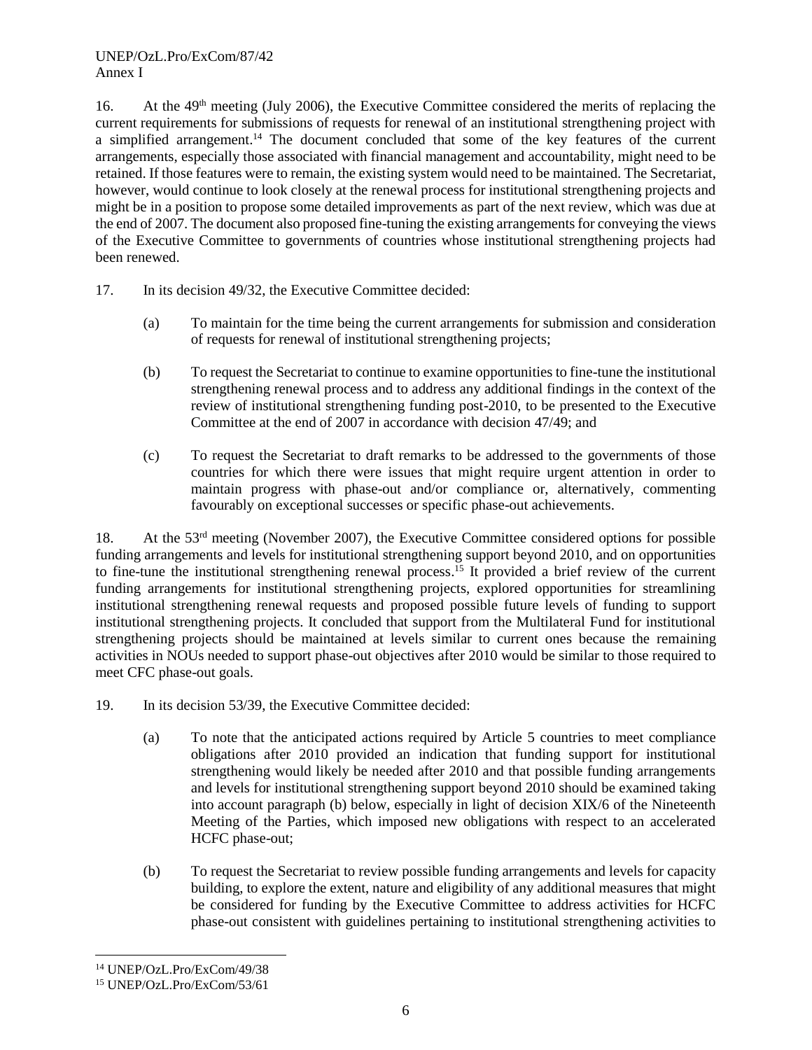16. At the 49th meeting (July 2006), the Executive Committee considered the merits of replacing the current requirements for submissions of requests for renewal of an institutional strengthening project with a simplified arrangement.[14] The document concluded that some of the key features of the current arrangements, especially those associated with financial management and accountability, might need to be retained. If those features were to remain, the existing system would need to be maintained. The Secretariat, however, would continue to look closely at the renewal process for institutional strengthening projects and might be in a position to propose some detailed improvements as part of the next review, which was due at the end of 2007. The document also proposed fine-tuning the existing arrangements for conveying the views of the Executive Committee to governments of countries whose institutional strengthening projects had been renewed.

17. In its decision 49/32, the Executive Committee decided:

(a) To maintain for the time being the current arrangements for submission and consideration of requests for renewal of institutional strengthening projects;

(b) To request the Secretariat to continue to examine opportunities to fine-tune the institutional strengthening renewal process and to address any additional findings in the context of the review of institutional strengthening funding post-2010, to be presented to the Executive Committee at the end of 2007 in accordance with decision 47/49; and

(c) To request the Secretariat to draft remarks to be addressed to the governments of those countries for which there were issues that might require urgent attention in order to maintain progress with phase-out and/or compliance or, alternatively, commenting favourably on exceptional successes or specific phase-out achievements.

18. At the 53rd meeting (November 2007), the Executive Committee considered options for possible funding arrangements and levels for institutional strengthening support beyond 2010, and on opportunities to fine-tune the institutional strengthening renewal process.[15] It provided a brief review of the current funding arrangements for institutional strengthening projects, explored opportunities for streamlining institutional strengthening renewal requests and proposed possible future levels of funding to support institutional strengthening projects. It concluded that support from the Multilateral Fund for institutional strengthening projects should be maintained at levels similar to current ones because the remaining activities in NOUs needed to support phase-out objectives after 2010 would be similar to those required to meet CFC phase-out goals.

19. In its decision 53/39, the Executive Committee decided:

(a) To note that the anticipated actions required by Article 5 countries to meet compliance obligations after 2010 provided an indication that funding support for institutional strengthening would likely be needed after 2010 and that possible funding arrangements and levels for institutional strengthening support beyond 2010 should be examined taking into account paragraph (b) below, especially in light of decision XIX/6 of the Nineteenth Meeting of the Parties, which imposed new obligations with respect to an accelerated HCFC phase-out;

(b) To request the Secretariat to review possible funding arrangements and levels for capacity building, to explore the extent, nature and eligibility of any additional measures that might be considered for funding by the Executive Committee to address activities for HCFC phase-out consistent with guidelines pertaining to institutional strengthening activities to

[14] UNEP/OzL.Pro/ExCom/49/38

[15] UNEP/OzL.Pro/ExCom/53/61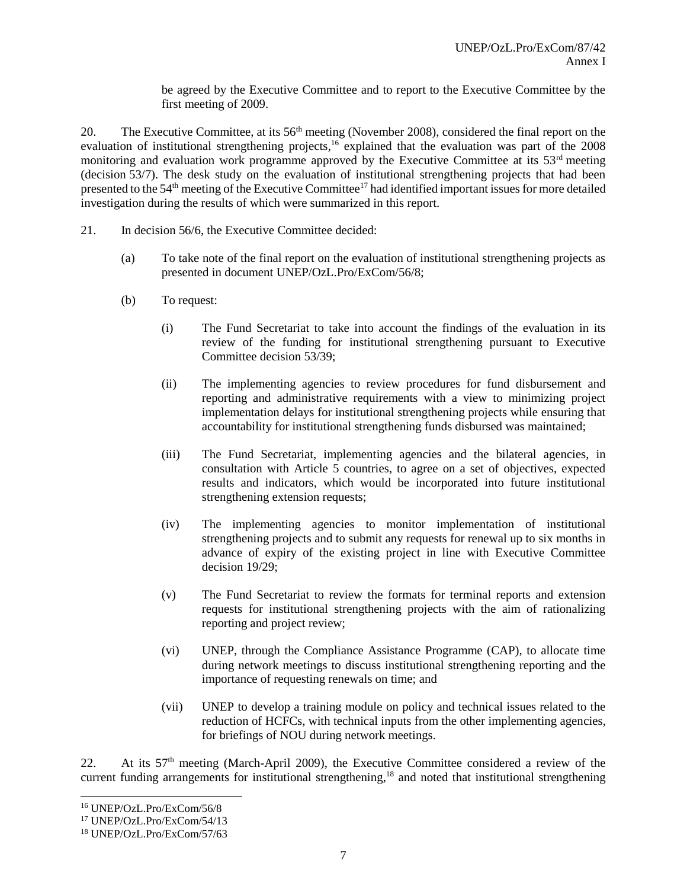be agreed by the Executive Committee and to report to the Executive Committee by the first meeting of 2009.

20. The Executive Committee, at its 56th meeting (November 2008), considered the final report on the evaluation of institutional strengthening projects,[16] explained that the evaluation was part of the 2008 monitoring and evaluation work programme approved by the Executive Committee at its 53rd meeting (decision 53/7). The desk study on the evaluation of institutional strengthening projects that had been presented to the 54th meeting of the Executive Committee[17] had identified important issues for more detailed investigation during the results of which were summarized in this report.

21. In decision 56/6, the Executive Committee decided:

(a) To take note of the final report on the evaluation of institutional strengthening projects as presented in document UNEP/OzL.Pro/ExCom/56/8;

(b) To request:

(i) The Fund Secretariat to take into account the findings of the evaluation in its review of the funding for institutional strengthening pursuant to Executive Committee decision 53/39;

(ii) The implementing agencies to review procedures for fund disbursement and reporting and administrative requirements with a view to minimizing project implementation delays for institutional strengthening projects while ensuring that accountability for institutional strengthening funds disbursed was maintained;

(iii) The Fund Secretariat, implementing agencies and the bilateral agencies, in consultation with Article 5 countries, to agree on a set of objectives, expected results and indicators, which would be incorporated into future institutional strengthening extension requests;

(iv) The implementing agencies to monitor implementation of institutional strengthening projects and to submit any requests for renewal up to six months in advance of expiry of the existing project in line with Executive Committee decision 19/29;

(v) The Fund Secretariat to review the formats for terminal reports and extension requests for institutional strengthening projects with the aim of rationalizing reporting and project review;

(vi) UNEP, through the Compliance Assistance Programme (CAP), to allocate time during network meetings to discuss institutional strengthening reporting and the importance of requesting renewals on time; and

(vii) UNEP to develop a training module on policy and technical issues related to the reduction of HCFCs, with technical inputs from the other implementing agencies, for briefings of NOU during network meetings.

22. At its 57th meeting (March-April 2009), the Executive Committee considered a review of the current funding arrangements for institutional strengthening,[18] and noted that institutional strengthening

---

[16] UNEP/OzL.Pro/ExCom/56/8

[17] UNEP/OzL.Pro/ExCom/54/13

[18] UNEP/OzL.Pro/ExCom/57/63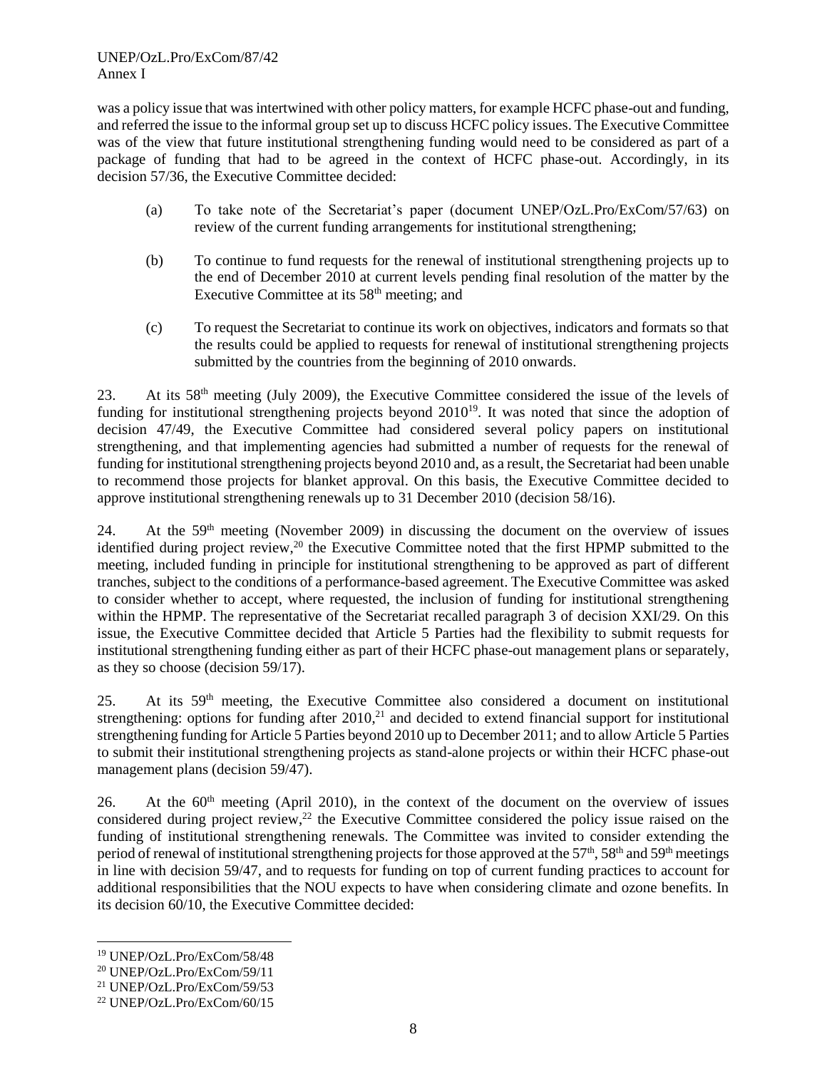was a policy issue that was intertwined with other policy matters, for example HCFC phase-out and funding, and referred the issue to the informal group set up to discuss HCFC policy issues. The Executive Committee was of the view that future institutional strengthening funding would need to be considered as part of a package of funding that had to be agreed in the context of HCFC phase-out. Accordingly, in its decision 57/36, the Executive Committee decided:

(a) To take note of the Secretariat's paper (document UNEP/OzL.Pro/ExCom/57/63) on review of the current funding arrangements for institutional strengthening;

(b) To continue to fund requests for the renewal of institutional strengthening projects up to the end of December 2010 at current levels pending final resolution of the matter by the Executive Committee at its 58th meeting; and

(c) To request the Secretariat to continue its work on objectives, indicators and formats so that the results could be applied to requests for renewal of institutional strengthening projects submitted by the countries from the beginning of 2010 onwards.

23. At its 58th meeting (July 2009), the Executive Committee considered the issue of the levels of funding for institutional strengthening projects beyond 2010[19]. It was noted that since the adoption of decision 47/49, the Executive Committee had considered several policy papers on institutional strengthening, and that implementing agencies had submitted a number of requests for the renewal of funding for institutional strengthening projects beyond 2010 and, as a result, the Secretariat had been unable to recommend those projects for blanket approval. On this basis, the Executive Committee decided to approve institutional strengthening renewals up to 31 December 2010 (decision 58/16).

24. At the 59th meeting (November 2009) in discussing the document on the overview of issues identified during project review,[20] the Executive Committee noted that the first HPMP submitted to the meeting, included funding in principle for institutional strengthening to be approved as part of different tranches, subject to the conditions of a performance-based agreement. The Executive Committee was asked to consider whether to accept, where requested, the inclusion of funding for institutional strengthening within the HPMP. The representative of the Secretariat recalled paragraph 3 of decision XXI/29. On this issue, the Executive Committee decided that Article 5 Parties had the flexibility to submit requests for institutional strengthening funding either as part of their HCFC phase-out management plans or separately, as they so choose (decision 59/17).

25. At its 59th meeting, the Executive Committee also considered a document on institutional strengthening: options for funding after 2010,[21] and decided to extend financial support for institutional strengthening funding for Article 5 Parties beyond 2010 up to December 2011; and to allow Article 5 Parties to submit their institutional strengthening projects as stand-alone projects or within their HCFC phase-out management plans (decision 59/47).

26. At the 60th meeting (April 2010), in the context of the document on the overview of issues considered during project review,[22] the Executive Committee considered the policy issue raised on the funding of institutional strengthening renewals. The Committee was invited to consider extending the period of renewal of institutional strengthening projects for those approved at the 57th, 58th and 59th meetings in line with decision 59/47, and to requests for funding on top of current funding practices to account for additional responsibilities that the NOU expects to have when considering climate and ozone benefits. In its decision 60/10, the Executive Committee decided:

---

[19] UNEP/OzL.Pro/ExCom/58/48

[20] UNEP/OzL.Pro/ExCom/59/11

[21] UNEP/OzL.Pro/ExCom/59/53

[22] UNEP/OzL.Pro/ExCom/60/15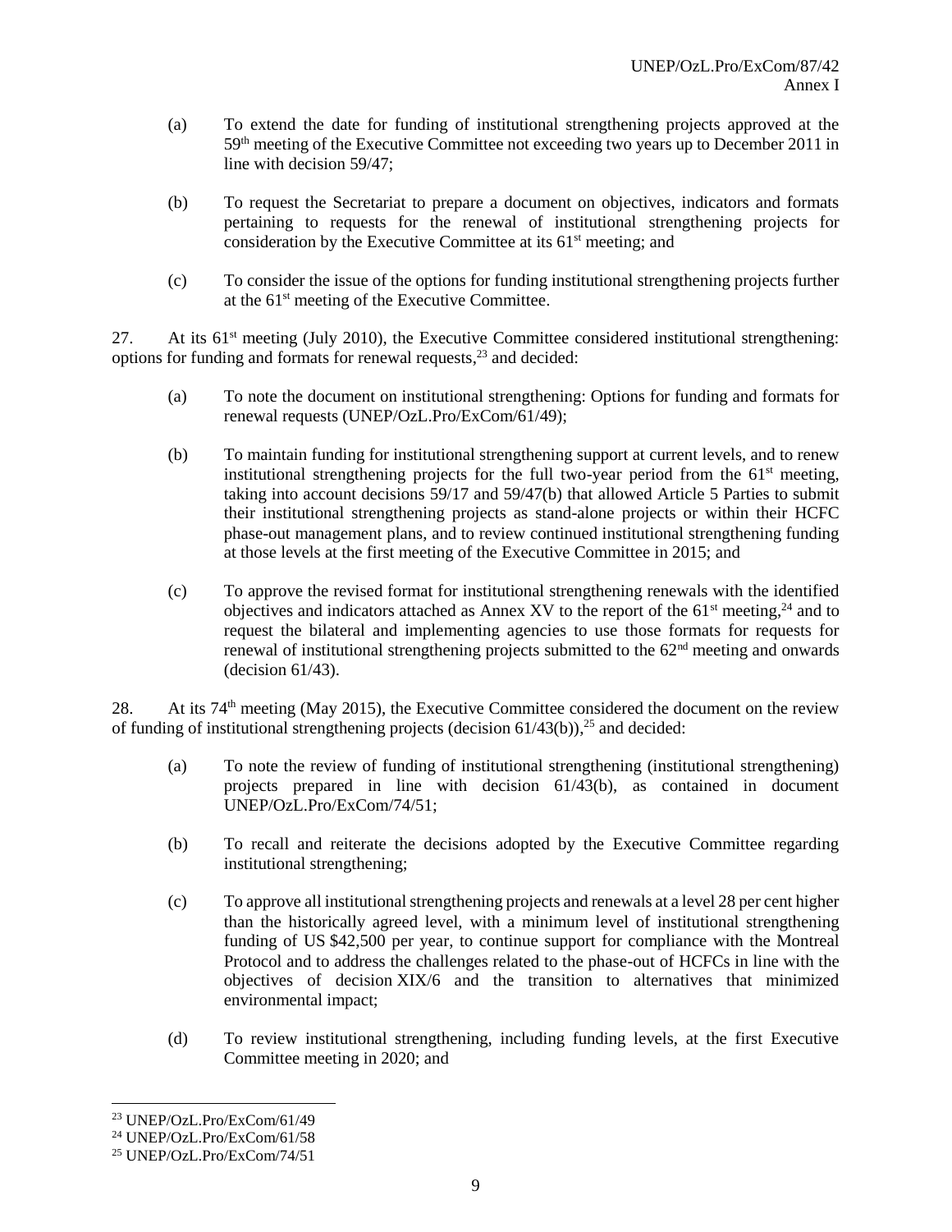(a) To extend the date for funding of institutional strengthening projects approved at the 59th meeting of the Executive Committee not exceeding two years up to December 2011 in line with decision 59/47;

(b) To request the Secretariat to prepare a document on objectives, indicators and formats pertaining to requests for the renewal of institutional strengthening projects for consideration by the Executive Committee at its 61st meeting; and

(c) To consider the issue of the options for funding institutional strengthening projects further at the 61st meeting of the Executive Committee.

27. At its 61st meeting (July 2010), the Executive Committee considered institutional strengthening: options for funding and formats for renewal requests,[23] and decided:

(a) To note the document on institutional strengthening: Options for funding and formats for renewal requests (UNEP/OzL.Pro/ExCom/61/49);

(b) To maintain funding for institutional strengthening support at current levels, and to renew institutional strengthening projects for the full two-year period from the 61st meeting, taking into account decisions 59/17 and 59/47(b) that allowed Article 5 Parties to submit their institutional strengthening projects as stand-alone projects or within their HCFC phase-out management plans, and to review continued institutional strengthening funding at those levels at the first meeting of the Executive Committee in 2015; and

(c) To approve the revised format for institutional strengthening renewals with the identified objectives and indicators attached as Annex XV to the report of the 61st meeting,[24] and to request the bilateral and implementing agencies to use those formats for requests for renewal of institutional strengthening projects submitted to the 62nd meeting and onwards (decision 61/43).

28. At its 74th meeting (May 2015), the Executive Committee considered the document on the review of funding of institutional strengthening projects (decision 61/43(b)),[25] and decided:

(a) To note the review of funding of institutional strengthening (institutional strengthening) projects prepared in line with decision 61/43(b), as contained in document UNEP/OzL.Pro/ExCom/74/51;

(b) To recall and reiterate the decisions adopted by the Executive Committee regarding institutional strengthening;

(c) To approve all institutional strengthening projects and renewals at a level 28 per cent higher than the historically agreed level, with a minimum level of institutional strengthening funding of US $42,500 per year, to continue support for compliance with the Montreal Protocol and to address the challenges related to the phase-out of HCFCs in line with the objectives of decision XIX/6 and the transition to alternatives that minimized environmental impact;

(d) To review institutional strengthening, including funding levels, at the first Executive Committee meeting in 2020; and

---

[23] UNEP/OzL.Pro/ExCom/61/49

[24] UNEP/OzL.Pro/ExCom/61/58

[25] UNEP/OzL.Pro/ExCom/74/51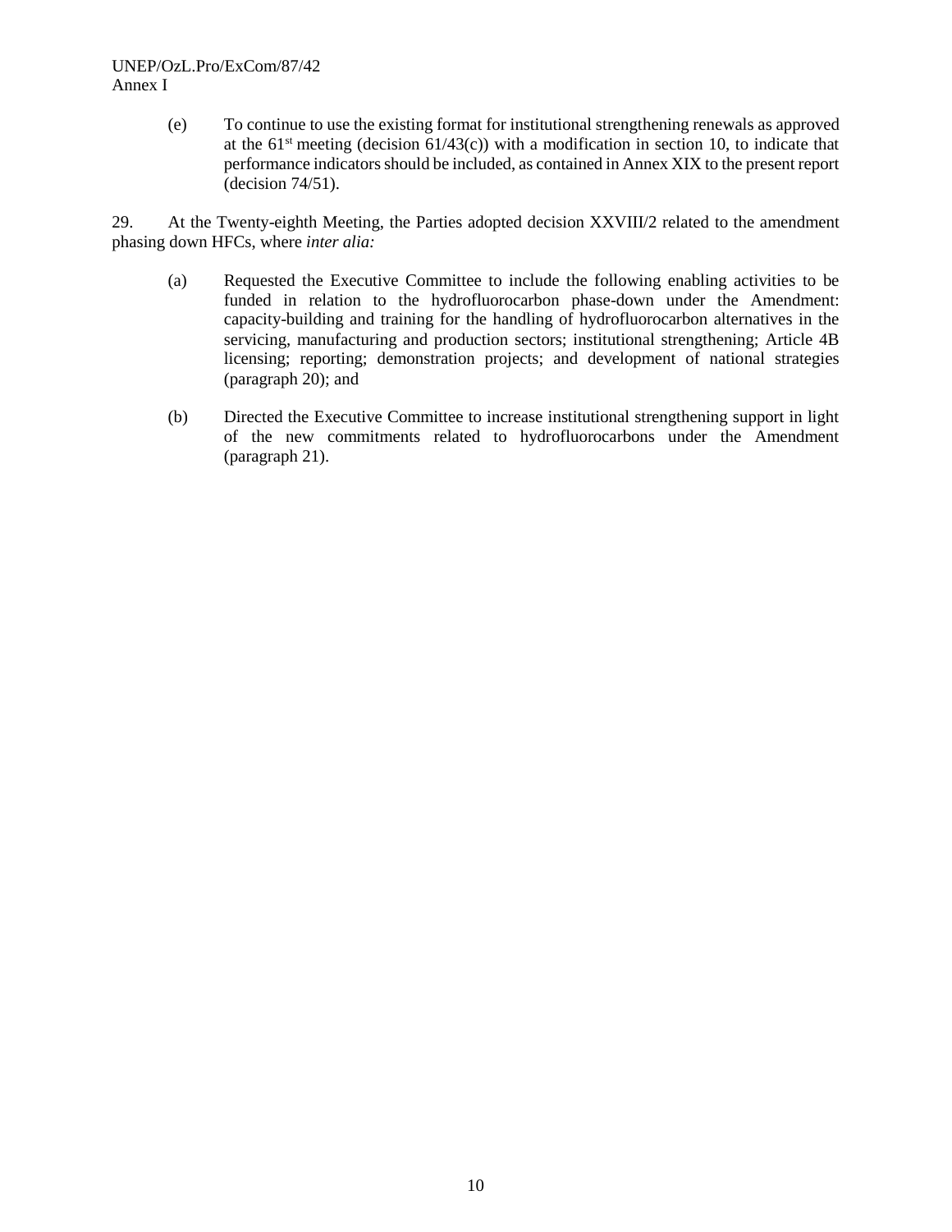(e) To continue to use the existing format for institutional strengthening renewals as approved at the 61st meeting (decision 61/43(c)) with a modification in section 10, to indicate that performance indicators should be included, as contained in Annex XIX to the present report (decision 74/51).

29. At the Twenty-eighth Meeting, the Parties adopted decision XXVIII/2 related to the amendment phasing down HFCs, where *inter alia:*

(a) Requested the Executive Committee to include the following enabling activities to be funded in relation to the hydrofluorocarbon phase-down under the Amendment: capacity-building and training for the handling of hydrofluorocarbon alternatives in the servicing, manufacturing and production sectors; institutional strengthening; Article 4B licensing; reporting; demonstration projects; and development of national strategies (paragraph 20); and

(b) Directed the Executive Committee to increase institutional strengthening support in light of the new commitments related to hydrofluorocarbons under the Amendment (paragraph 21).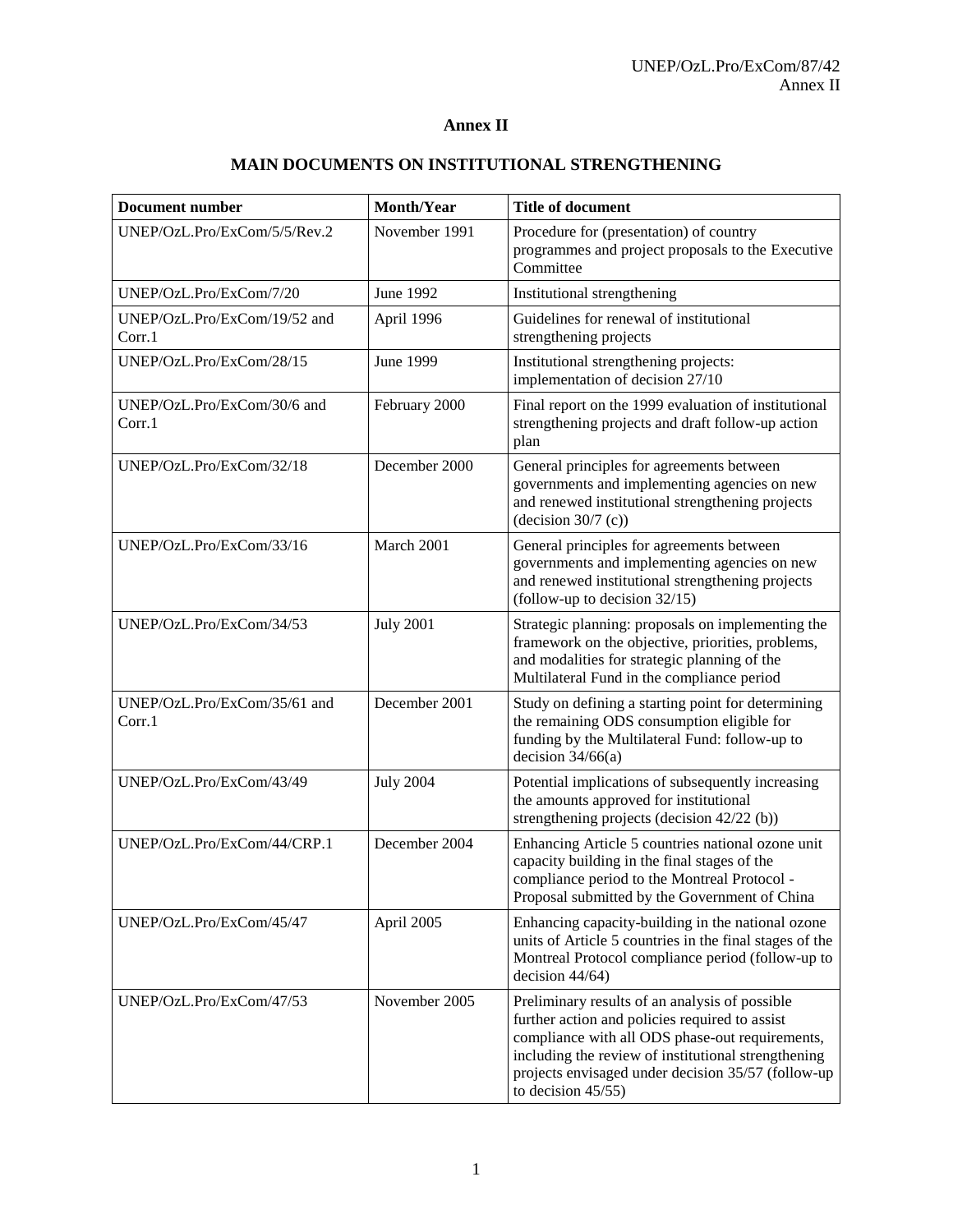# Annex II

## MAIN DOCUMENTS ON INSTITUTIONAL STRENGTHENING

| Document number | Month/Year | Title of document |
|---|---|---|
| UNEP/OzL.Pro/ExCom/5/5/Rev.2 | November 1991 | Procedure for (presentation) of country programmes and project proposals to the Executive Committee |
| UNEP/OzL.Pro/ExCom/7/20 | June 1992 | Institutional strengthening |
| UNEP/OzL.Pro/ExCom/19/52 and Corr.1 | April 1996 | Guidelines for renewal of institutional strengthening projects |
| UNEP/OzL.Pro/ExCom/28/15 | June 1999 | Institutional strengthening projects: implementation of decision 27/10 |
| UNEP/OzL.Pro/ExCom/30/6 and Corr.1 | February 2000 | Final report on the 1999 evaluation of institutional strengthening projects and draft follow-up action plan |
| UNEP/OzL.Pro/ExCom/32/18 | December 2000 | General principles for agreements between governments and implementing agencies on new and renewed institutional strengthening projects (decision 30/7 (c)) |
| UNEP/OzL.Pro/ExCom/33/16 | March 2001 | General principles for agreements between governments and implementing agencies on new and renewed institutional strengthening projects (follow-up to decision 32/15) |
| UNEP/OzL.Pro/ExCom/34/53 | July 2001 | Strategic planning: proposals on implementing the framework on the objective, priorities, problems, and modalities for strategic planning of the Multilateral Fund in the compliance period |
| UNEP/OzL.Pro/ExCom/35/61 and Corr.1 | December 2001 | Study on defining a starting point for determining the remaining ODS consumption eligible for funding by the Multilateral Fund: follow-up to decision 34/66(a) |
| UNEP/OzL.Pro/ExCom/43/49 | July 2004 | Potential implications of subsequently increasing the amounts approved for institutional strengthening projects (decision 42/22 (b)) |
| UNEP/OzL.Pro/ExCom/44/CRP.1 | December 2004 | Enhancing Article 5 countries national ozone unit capacity building in the final stages of the compliance period to the Montreal Protocol - Proposal submitted by the Government of China |
| UNEP/OzL.Pro/ExCom/45/47 | April 2005 | Enhancing capacity-building in the national ozone units of Article 5 countries in the final stages of the Montreal Protocol compliance period (follow-up to decision 44/64) |
| UNEP/OzL.Pro/ExCom/47/53 | November 2005 | Preliminary results of an analysis of possible further action and policies required to assist compliance with all ODS phase-out requirements, including the review of institutional strengthening projects envisaged under decision 35/57 (follow-up to decision 45/55) |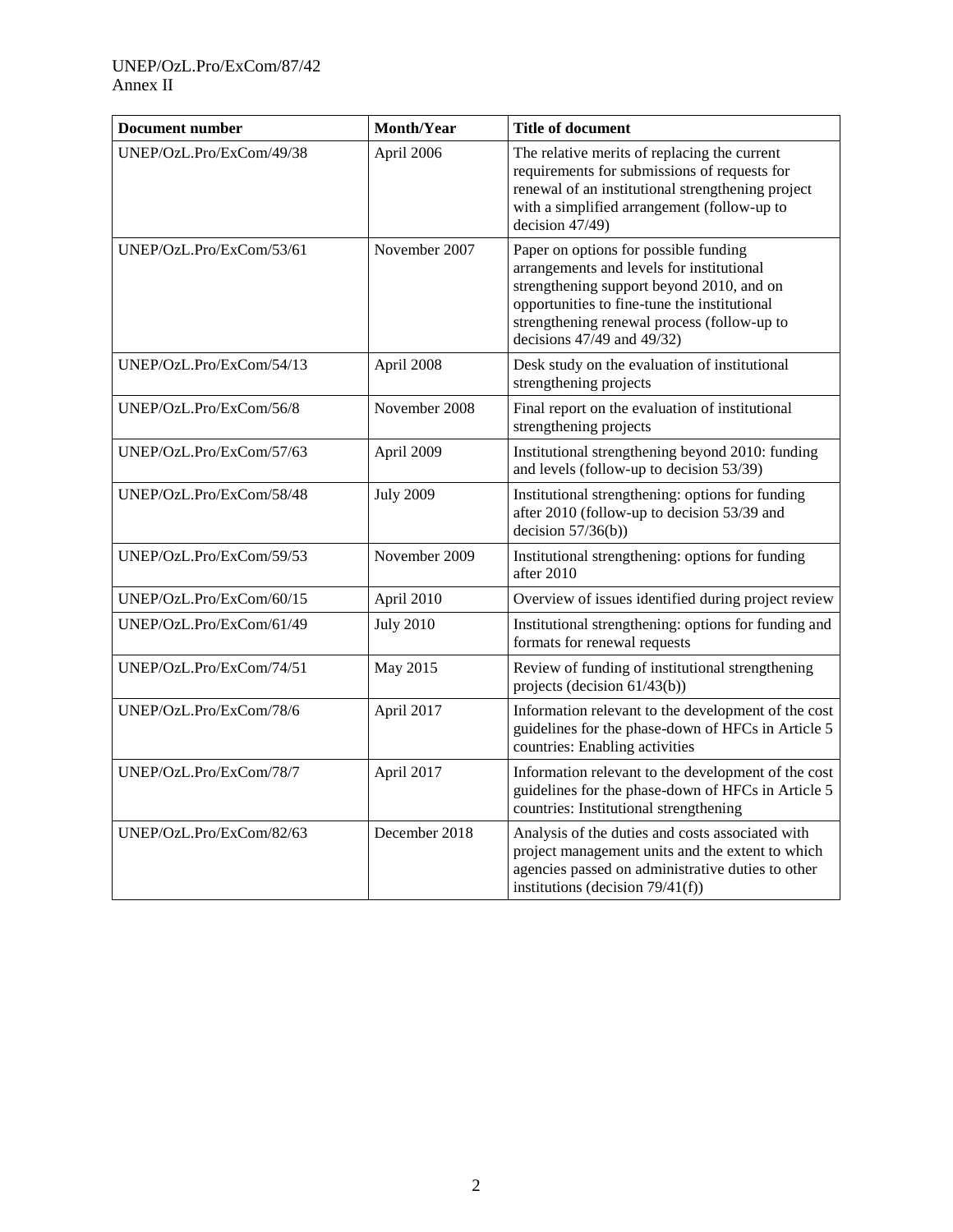| Document number | Month/Year | Title of document |
|---|---|---|
| UNEP/OzL.Pro/ExCom/49/38 | April 2006 | The relative merits of replacing the current requirements for submissions of requests for renewal of an institutional strengthening project with a simplified arrangement (follow-up to decision 47/49) |
| UNEP/OzL.Pro/ExCom/53/61 | November 2007 | Paper on options for possible funding arrangements and levels for institutional strengthening support beyond 2010, and on opportunities to fine-tune the institutional strengthening renewal process (follow-up to decisions 47/49 and 49/32) |
| UNEP/OzL.Pro/ExCom/54/13 | April 2008 | Desk study on the evaluation of institutional strengthening projects |
| UNEP/OzL.Pro/ExCom/56/8 | November 2008 | Final report on the evaluation of institutional strengthening projects |
| UNEP/OzL.Pro/ExCom/57/63 | April 2009 | Institutional strengthening beyond 2010: funding and levels (follow-up to decision 53/39) |
| UNEP/OzL.Pro/ExCom/58/48 | July 2009 | Institutional strengthening: options for funding after 2010 (follow-up to decision 53/39 and decision 57/36(b)) |
| UNEP/OzL.Pro/ExCom/59/53 | November 2009 | Institutional strengthening: options for funding after 2010 |
| UNEP/OzL.Pro/ExCom/60/15 | April 2010 | Overview of issues identified during project review |
| UNEP/OzL.Pro/ExCom/61/49 | July 2010 | Institutional strengthening: options for funding and formats for renewal requests |
| UNEP/OzL.Pro/ExCom/74/51 | May 2015 | Review of funding of institutional strengthening projects (decision 61/43(b)) |
| UNEP/OzL.Pro/ExCom/78/6 | April 2017 | Information relevant to the development of the cost guidelines for the phase-down of HFCs in Article 5 countries: Enabling activities |
| UNEP/OzL.Pro/ExCom/78/7 | April 2017 | Information relevant to the development of the cost guidelines for the phase-down of HFCs in Article 5 countries: Institutional strengthening |
| UNEP/OzL.Pro/ExCom/82/63 | December 2018 | Analysis of the duties and costs associated with project management units and the extent to which agencies passed on administrative duties to other institutions (decision 79/41(f)) |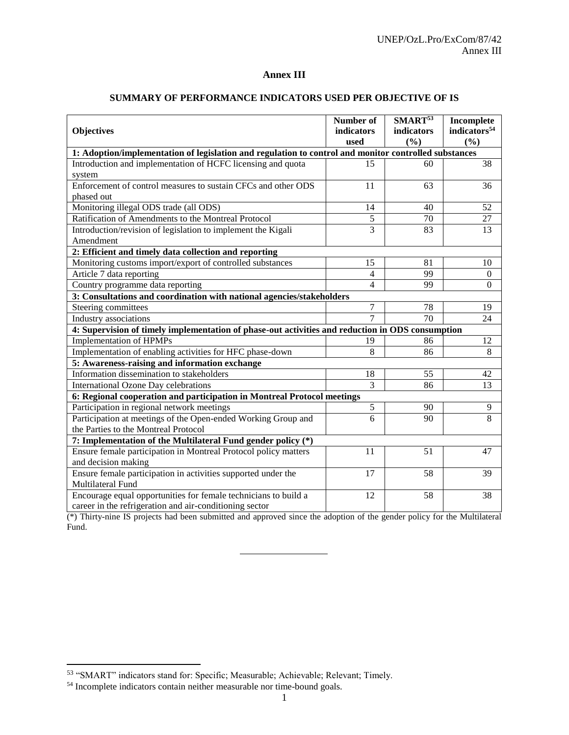# Annex III

## SUMMARY OF PERFORMANCE INDICATORS USED PER OBJECTIVE OF IS

| Objectives | Number of indicators used | SMART[53] indicators (%) | Incomplete indicators[54] (%) |
|---|---|---|---|
| **1: Adoption/implementation of legislation and regulation to control and monitor controlled substances** | | | |
| Introduction and implementation of HCFC licensing and quota system | 15 | 60 | 38 |
| Enforcement of control measures to sustain CFCs and other ODS phased out | 11 | 63 | 36 |
| Monitoring illegal ODS trade (all ODS) | 14 | 40 | 52 |
| Ratification of Amendments to the Montreal Protocol | 5 | 70 | 27 |
| Introduction/revision of legislation to implement the Kigali Amendment | 3 | 83 | 13 |
| **2: Efficient and timely data collection and reporting** | | | |
| Monitoring customs import/export of controlled substances | 15 | 81 | 10 |
| Article 7 data reporting | 4 | 99 | 0 |
| Country programme data reporting | 4 | 99 | 0 |
| **3: Consultations and coordination with national agencies/stakeholders** | | | |
| Steering committees | 7 | 78 | 19 |
| Industry associations | 7 | 70 | 24 |
| **4: Supervision of timely implementation of phase-out activities and reduction in ODS consumption** | | | |
| Implementation of HPMPs | 19 | 86 | 12 |
| Implementation of enabling activities for HFC phase-down | 8 | 86 | 8 |
| **5: Awareness-raising and information exchange** | | | |
| Information dissemination to stakeholders | 18 | 55 | 42 |
| International Ozone Day celebrations | 3 | 86 | 13 |
| **6: Regional cooperation and participation in Montreal Protocol meetings** | | | |
| Participation in regional network meetings | 5 | 90 | 9 |
| Participation at meetings of the Open-ended Working Group and the Parties to the Montreal Protocol | 6 | 90 | 8 |
| **7: Implementation of the Multilateral Fund gender policy (\*)** | | | |
| Ensure female participation in Montreal Protocol policy matters and decision making | 11 | 51 | 47 |
| Ensure female participation in activities supported under the Multilateral Fund | 17 | 58 | 39 |
| Encourage equal opportunities for female technicians to build a career in the refrigeration and air-conditioning sector | 12 | 58 | 38 |

(*) Thirty-nine IS projects had been submitted and approved since the adoption of the gender policy for the Multilateral Fund.

---

[53] "SMART" indicators stand for: Specific; Measurable; Achievable; Relevant; Timely.

[54] Incomplete indicators contain neither measurable nor time-bound goals.